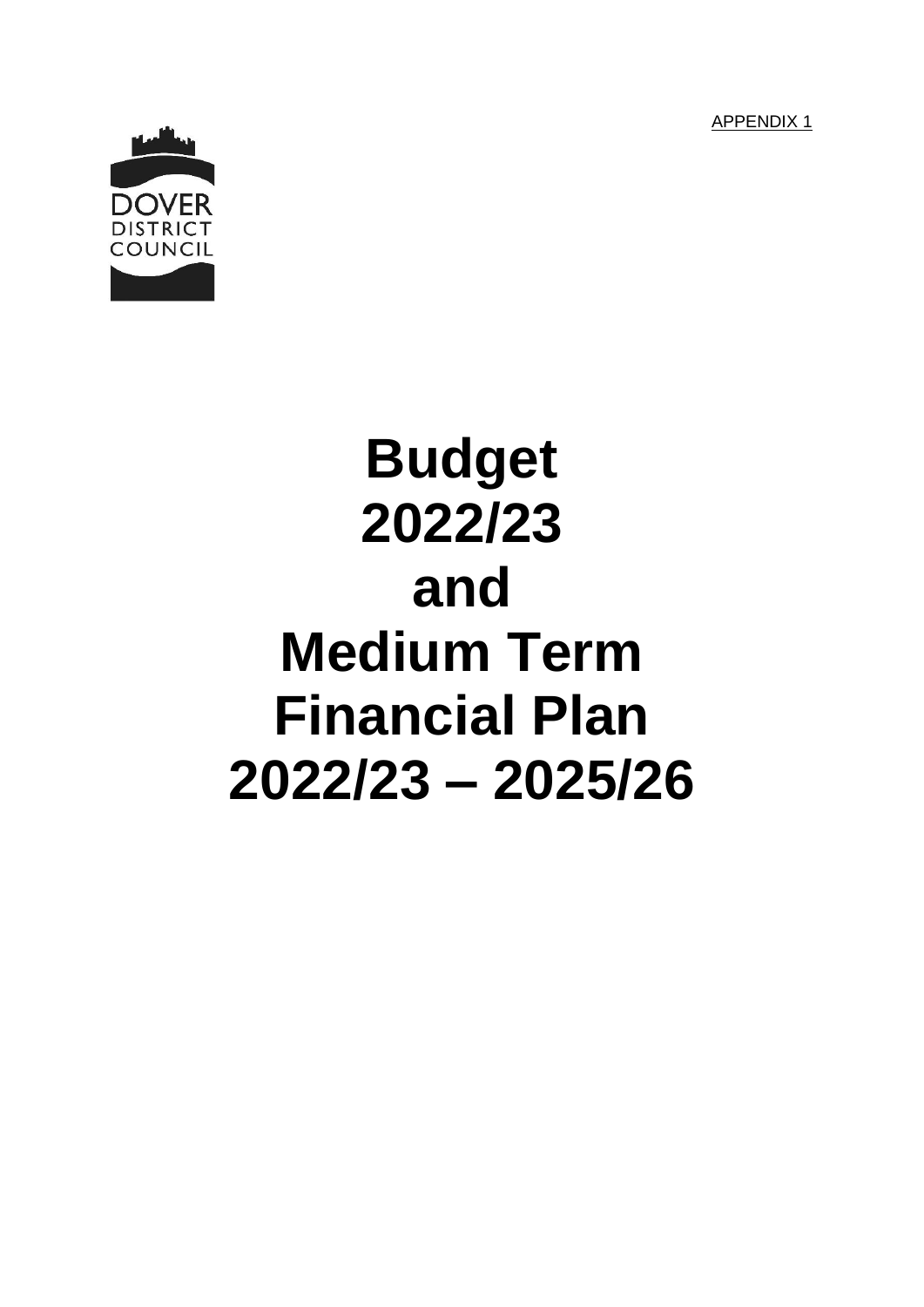APPENDIX 1

DOVER
DISTRICT
COUNCIL

# Budget 2022/23 and Medium Term Financial Plan 2022/23 – 2025/26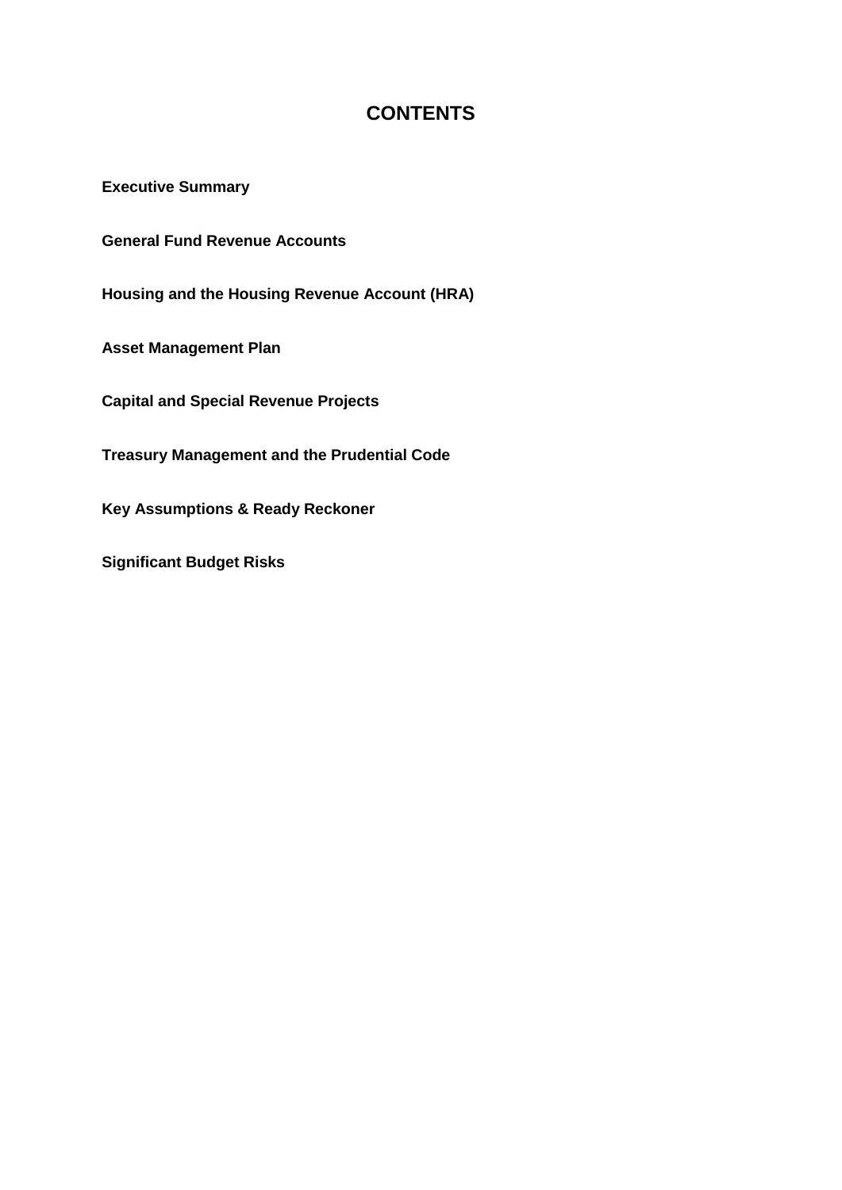# CONTENTS

**Executive Summary**

**General Fund Revenue Accounts**

**Housing and the Housing Revenue Account (HRA)**

**Asset Management Plan**

**Capital and Special Revenue Projects**

**Treasury Management and the Prudential Code**

**Key Assumptions & Ready Reckoner**

**Significant Budget Risks**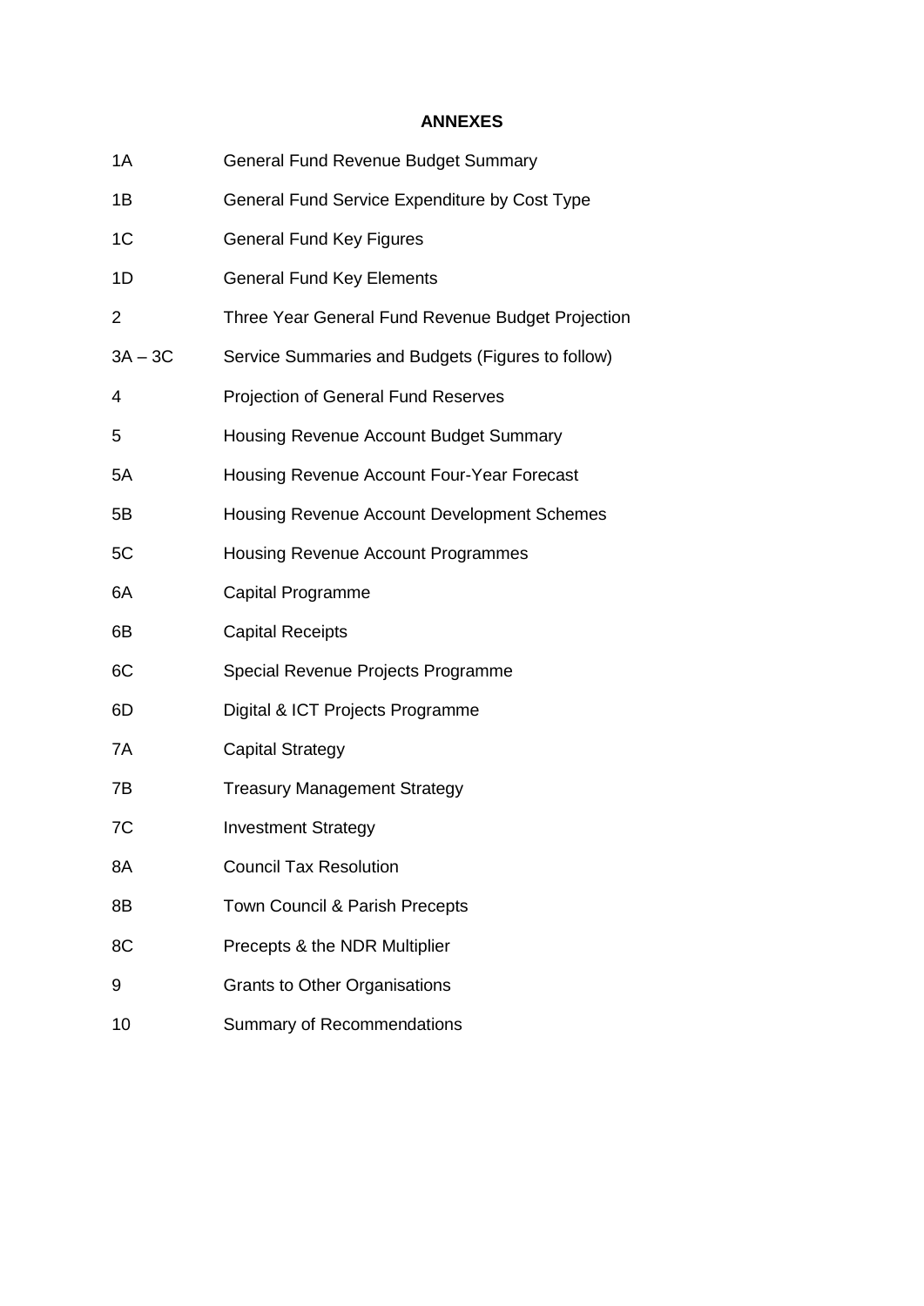## ANNEXES

| | |
|---|---|
| 1A | General Fund Revenue Budget Summary |
| 1B | General Fund Service Expenditure by Cost Type |
| 1C | General Fund Key Figures |
| 1D | General Fund Key Elements |
| 2 | Three Year General Fund Revenue Budget Projection |
| 3A – 3C | Service Summaries and Budgets (Figures to follow) |
| 4 | Projection of General Fund Reserves |
| 5 | Housing Revenue Account Budget Summary |
| 5A | Housing Revenue Account Four-Year Forecast |
| 5B | Housing Revenue Account Development Schemes |
| 5C | Housing Revenue Account Programmes |
| 6A | Capital Programme |
| 6B | Capital Receipts |
| 6C | Special Revenue Projects Programme |
| 6D | Digital & ICT Projects Programme |
| 7A | Capital Strategy |
| 7B | Treasury Management Strategy |
| 7C | Investment Strategy |
| 8A | Council Tax Resolution |
| 8B | Town Council & Parish Precepts |
| 8C | Precepts & the NDR Multiplier |
| 9 | Grants to Other Organisations |
| 10 | Summary of Recommendations |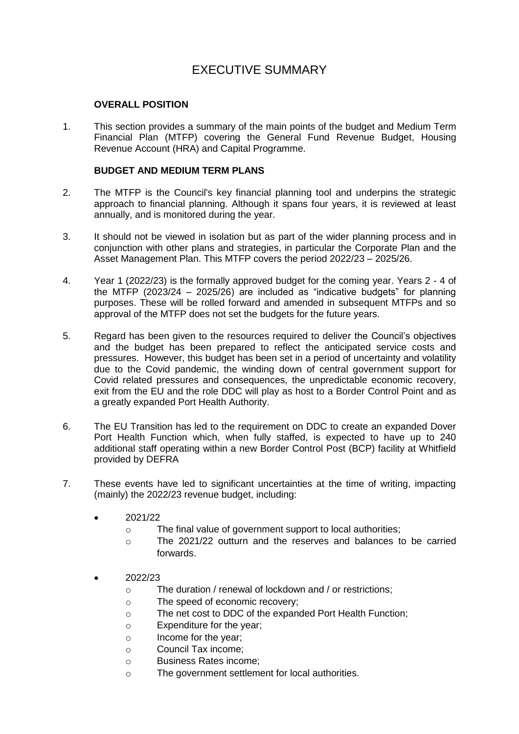# EXECUTIVE SUMMARY

## OVERALL POSITION

1. This section provides a summary of the main points of the budget and Medium Term Financial Plan (MTFP) covering the General Fund Revenue Budget, Housing Revenue Account (HRA) and Capital Programme.

## BUDGET AND MEDIUM TERM PLANS

2. The MTFP is the Council's key financial planning tool and underpins the strategic approach to financial planning. Although it spans four years, it is reviewed at least annually, and is monitored during the year.

3. It should not be viewed in isolation but as part of the wider planning process and in conjunction with other plans and strategies, in particular the Corporate Plan and the Asset Management Plan. This MTFP covers the period 2022/23 – 2025/26.

4. Year 1 (2022/23) is the formally approved budget for the coming year. Years 2 - 4 of the MTFP (2023/24 – 2025/26) are included as "indicative budgets" for planning purposes. These will be rolled forward and amended in subsequent MTFPs and so approval of the MTFP does not set the budgets for the future years.

5. Regard has been given to the resources required to deliver the Council's objectives and the budget has been prepared to reflect the anticipated service costs and pressures. However, this budget has been set in a period of uncertainty and volatility due to the Covid pandemic, the winding down of central government support for Covid related pressures and consequences, the unpredictable economic recovery, exit from the EU and the role DDC will play as host to a Border Control Point and as a greatly expanded Port Health Authority.

6. The EU Transition has led to the requirement on DDC to create an expanded Dover Port Health Function which, when fully staffed, is expected to have up to 240 additional staff operating within a new Border Control Post (BCP) facility at Whitfield provided by DEFRA

7. These events have led to significant uncertainties at the time of writing, impacting (mainly) the 2022/23 revenue budget, including:

   - 2021/22
     - The final value of government support to local authorities;
     - The 2021/22 outturn and the reserves and balances to be carried forwards.

   - 2022/23
     - The duration / renewal of lockdown and / or restrictions;
     - The speed of economic recovery;
     - The net cost to DDC of the expanded Port Health Function;
     - Expenditure for the year;
     - Income for the year;
     - Council Tax income;
     - Business Rates income;
     - The government settlement for local authorities.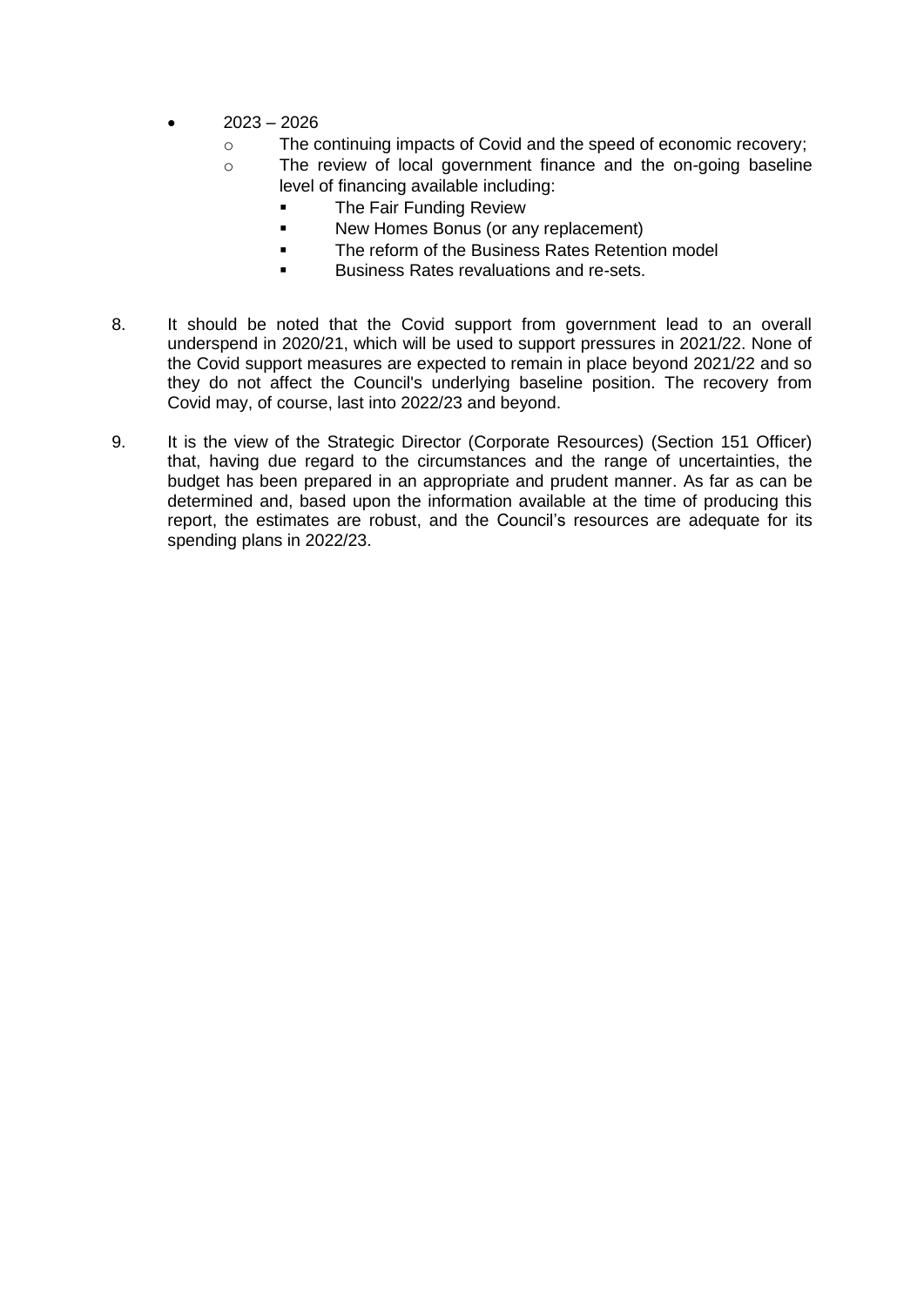- 2023 – 2026
  - The continuing impacts of Covid and the speed of economic recovery;
  - The review of local government finance and the on-going baseline level of financing available including:
    - The Fair Funding Review
    - New Homes Bonus (or any replacement)
    - The reform of the Business Rates Retention model
    - Business Rates revaluations and re-sets.

8. It should be noted that the Covid support from government lead to an overall underspend in 2020/21, which will be used to support pressures in 2021/22. None of the Covid support measures are expected to remain in place beyond 2021/22 and so they do not affect the Council's underlying baseline position. The recovery from Covid may, of course, last into 2022/23 and beyond.

9. It is the view of the Strategic Director (Corporate Resources) (Section 151 Officer) that, having due regard to the circumstances and the range of uncertainties, the budget has been prepared in an appropriate and prudent manner. As far as can be determined and, based upon the information available at the time of producing this report, the estimates are robust, and the Council's resources are adequate for its spending plans in 2022/23.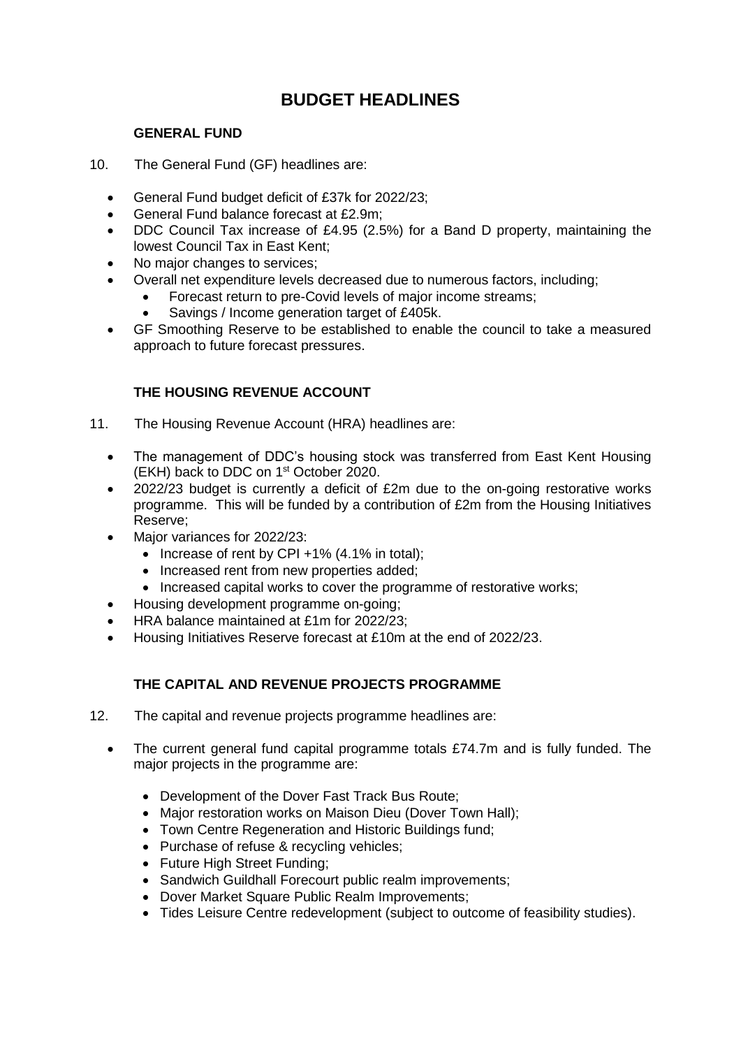# BUDGET HEADLINES

### GENERAL FUND

10. The General Fund (GF) headlines are:

- General Fund budget deficit of £37k for 2022/23;
- General Fund balance forecast at £2.9m;
- DDC Council Tax increase of £4.95 (2.5%) for a Band D property, maintaining the lowest Council Tax in East Kent;
- No major changes to services;
- Overall net expenditure levels decreased due to numerous factors, including;
  - Forecast return to pre-Covid levels of major income streams;
  - Savings / Income generation target of £405k.
- GF Smoothing Reserve to be established to enable the council to take a measured approach to future forecast pressures.

### THE HOUSING REVENUE ACCOUNT

11. The Housing Revenue Account (HRA) headlines are:

- The management of DDC's housing stock was transferred from East Kent Housing (EKH) back to DDC on 1st October 2020.
- 2022/23 budget is currently a deficit of £2m due to the on-going restorative works programme. This will be funded by a contribution of £2m from the Housing Initiatives Reserve;
- Major variances for 2022/23:
  - Increase of rent by CPI +1% (4.1% in total);
  - Increased rent from new properties added;
  - Increased capital works to cover the programme of restorative works;
- Housing development programme on-going;
- HRA balance maintained at £1m for 2022/23;
- Housing Initiatives Reserve forecast at £10m at the end of 2022/23.

### THE CAPITAL AND REVENUE PROJECTS PROGRAMME

12. The capital and revenue projects programme headlines are:

- The current general fund capital programme totals £74.7m and is fully funded. The major projects in the programme are:
  - Development of the Dover Fast Track Bus Route;
  - Major restoration works on Maison Dieu (Dover Town Hall);
  - Town Centre Regeneration and Historic Buildings fund;
  - Purchase of refuse & recycling vehicles;
  - Future High Street Funding;
  - Sandwich Guildhall Forecourt public realm improvements;
  - Dover Market Square Public Realm Improvements;
  - Tides Leisure Centre redevelopment (subject to outcome of feasibility studies).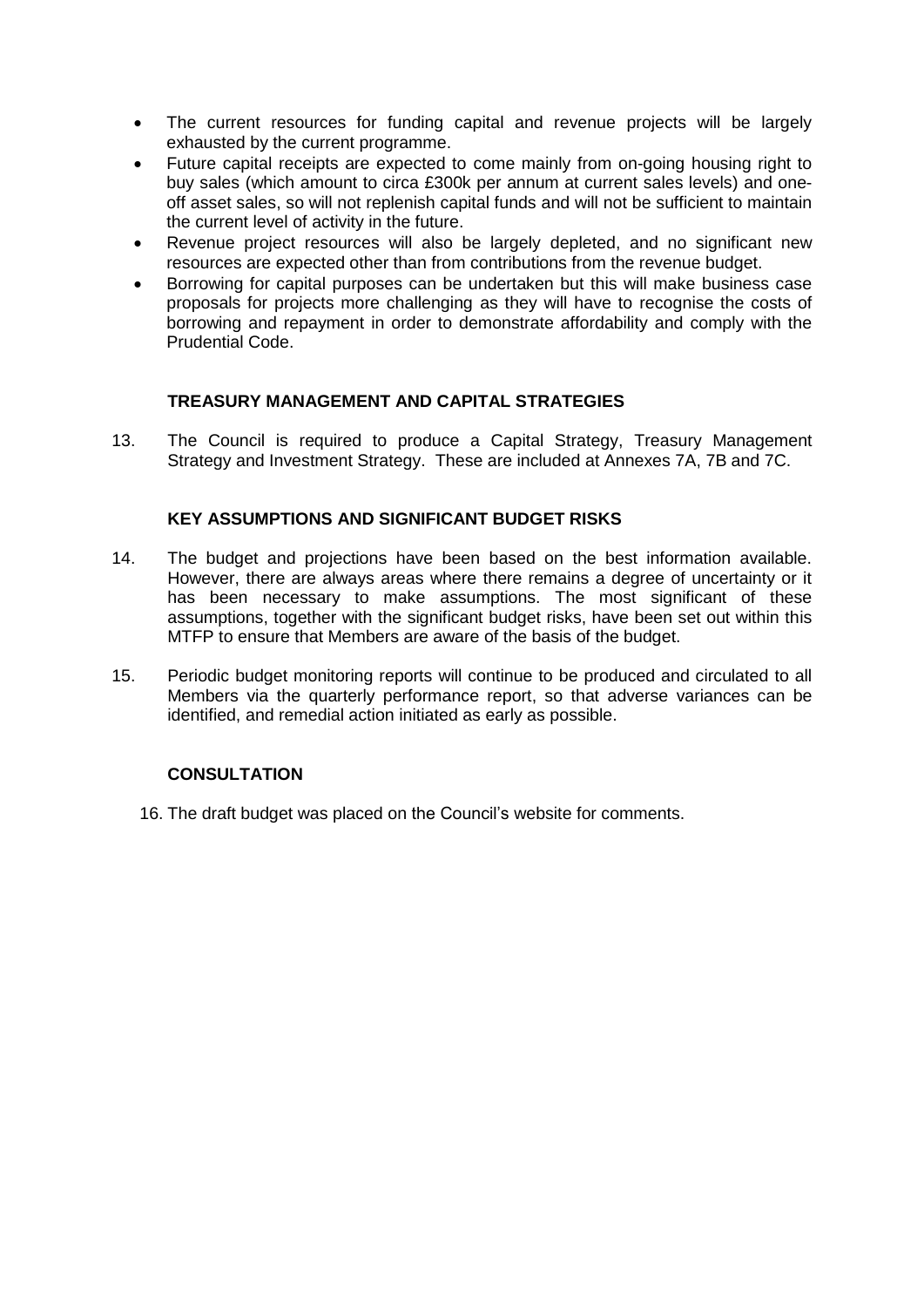- The current resources for funding capital and revenue projects will be largely exhausted by the current programme.
- Future capital receipts are expected to come mainly from on-going housing right to buy sales (which amount to circa £300k per annum at current sales levels) and one-off asset sales, so will not replenish capital funds and will not be sufficient to maintain the current level of activity in the future.
- Revenue project resources will also be largely depleted, and no significant new resources are expected other than from contributions from the revenue budget.
- Borrowing for capital purposes can be undertaken but this will make business case proposals for projects more challenging as they will have to recognise the costs of borrowing and repayment in order to demonstrate affordability and comply with the Prudential Code.

## TREASURY MANAGEMENT AND CAPITAL STRATEGIES

13. The Council is required to produce a Capital Strategy, Treasury Management Strategy and Investment Strategy. These are included at Annexes 7A, 7B and 7C.

## KEY ASSUMPTIONS AND SIGNIFICANT BUDGET RISKS

14. The budget and projections have been based on the best information available. However, there are always areas where there remains a degree of uncertainty or it has been necessary to make assumptions. The most significant of these assumptions, together with the significant budget risks, have been set out within this MTFP to ensure that Members are aware of the basis of the budget.

15. Periodic budget monitoring reports will continue to be produced and circulated to all Members via the quarterly performance report, so that adverse variances can be identified, and remedial action initiated as early as possible.

## CONSULTATION

16. The draft budget was placed on the Council's website for comments.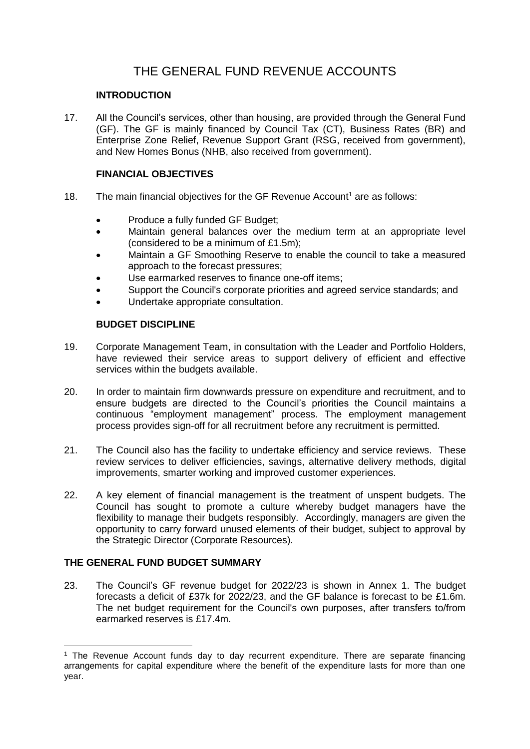# THE GENERAL FUND REVENUE ACCOUNTS

## INTRODUCTION

17. All the Council's services, other than housing, are provided through the General Fund (GF). The GF is mainly financed by Council Tax (CT), Business Rates (BR) and Enterprise Zone Relief, Revenue Support Grant (RSG, received from government), and New Homes Bonus (NHB, also received from government).

## FINANCIAL OBJECTIVES

18. The main financial objectives for the GF Revenue Account[1] are as follows:

    - Produce a fully funded GF Budget;
    - Maintain general balances over the medium term at an appropriate level (considered to be a minimum of £1.5m);
    - Maintain a GF Smoothing Reserve to enable the council to take a measured approach to the forecast pressures;
    - Use earmarked reserves to finance one-off items;
    - Support the Council's corporate priorities and agreed service standards; and
    - Undertake appropriate consultation.

## BUDGET DISCIPLINE

19. Corporate Management Team, in consultation with the Leader and Portfolio Holders, have reviewed their service areas to support delivery of efficient and effective services within the budgets available.

20. In order to maintain firm downwards pressure on expenditure and recruitment, and to ensure budgets are directed to the Council's priorities the Council maintains a continuous "employment management" process. The employment management process provides sign-off for all recruitment before any recruitment is permitted.

21. The Council also has the facility to undertake efficiency and service reviews. These review services to deliver efficiencies, savings, alternative delivery methods, digital improvements, smarter working and improved customer experiences.

22. A key element of financial management is the treatment of unspent budgets. The Council has sought to promote a culture whereby budget managers have the flexibility to manage their budgets responsibly. Accordingly, managers are given the opportunity to carry forward unused elements of their budget, subject to approval by the Strategic Director (Corporate Resources).

## THE GENERAL FUND BUDGET SUMMARY

23. The Council's GF revenue budget for 2022/23 is shown in Annex 1. The budget forecasts a deficit of £37k for 2022/23, and the GF balance is forecast to be £1.6m. The net budget requirement for the Council's own purposes, after transfers to/from earmarked reserves is £17.4m.

---

[1] The Revenue Account funds day to day recurrent expenditure. There are separate financing arrangements for capital expenditure where the benefit of the expenditure lasts for more than one year.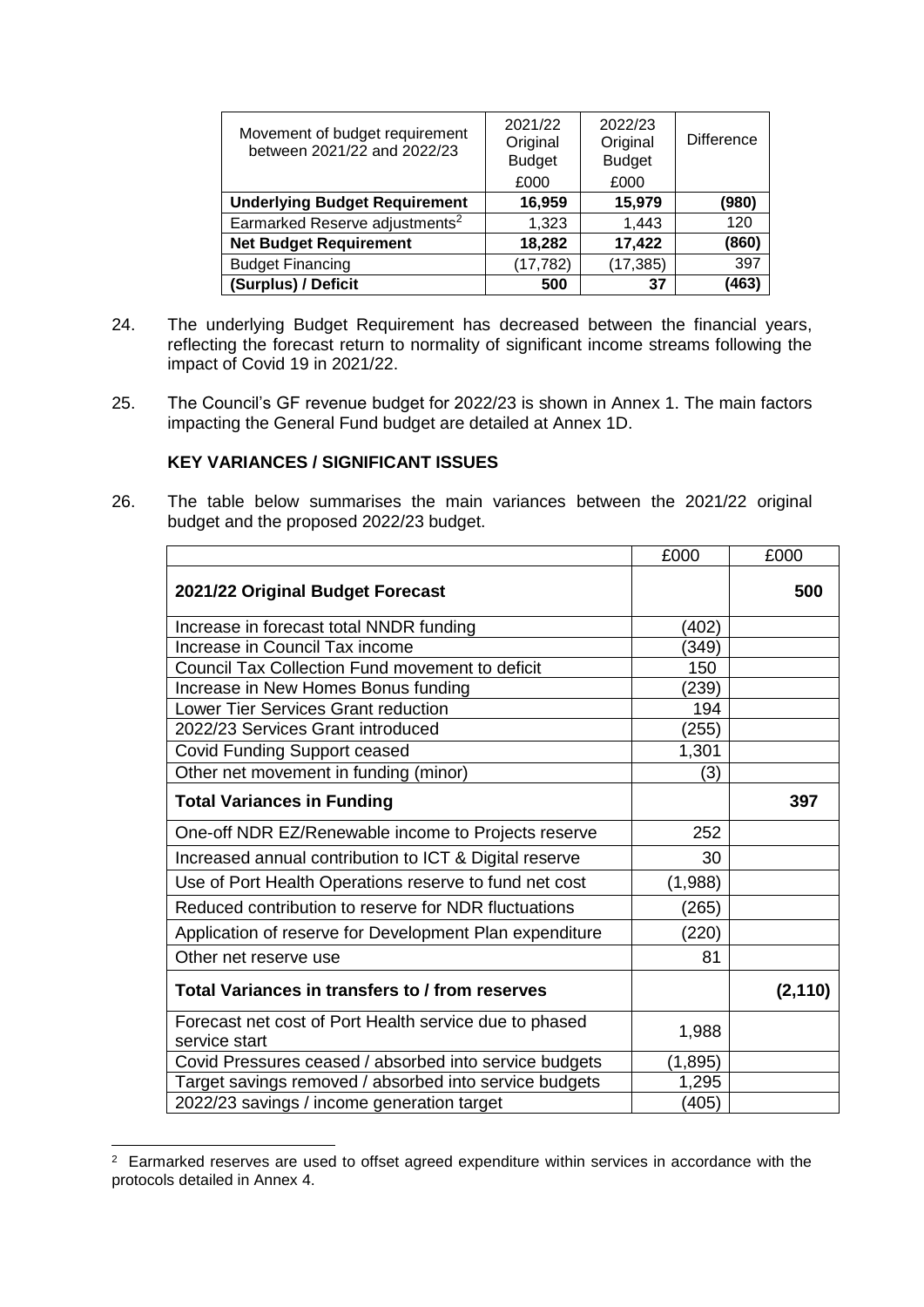| Movement of budget requirement between 2021/22 and 2022/23 | 2021/22 Original Budget £000 | 2022/23 Original Budget £000 | Difference |
|---|---|---|---|
| **Underlying Budget Requirement** | **16,959** | **15,979** | **(980)** |
| Earmarked Reserve adjustments[2] | 1,323 | 1,443 | 120 |
| **Net Budget Requirement** | **18,282** | **17,422** | **(860)** |
| Budget Financing | (17,782) | (17,385) | 397 |
| **(Surplus) / Deficit** | **500** | **37** | **(463)** |

24. The underlying Budget Requirement has decreased between the financial years, reflecting the forecast return to normality of significant income streams following the impact of Covid 19 in 2021/22.

25. The Council's GF revenue budget for 2022/23 is shown in Annex 1. The main factors impacting the General Fund budget are detailed at Annex 1D.

**KEY VARIANCES / SIGNIFICANT ISSUES**

26. The table below summarises the main variances between the 2021/22 original budget and the proposed 2022/23 budget.

| | £000 | £000 |
|---|---|---|
| **2021/22 Original Budget Forecast** | | **500** |
| Increase in forecast total NNDR funding | (402) | |
| Increase in Council Tax income | (349) | |
| Council Tax Collection Fund movement to deficit | 150 | |
| Increase in New Homes Bonus funding | (239) | |
| Lower Tier Services Grant reduction | 194 | |
| 2022/23 Services Grant introduced | (255) | |
| Covid Funding Support ceased | 1,301 | |
| Other net movement in funding (minor) | (3) | |
| **Total Variances in Funding** | | **397** |
| One-off NDR EZ/Renewable income to Projects reserve | 252 | |
| Increased annual contribution to ICT & Digital reserve | 30 | |
| Use of Port Health Operations reserve to fund net cost | (1,988) | |
| Reduced contribution to reserve for NDR fluctuations | (265) | |
| Application of reserve for Development Plan expenditure | (220) | |
| Other net reserve use | 81 | |
| **Total Variances in transfers to / from reserves** | | **(2,110)** |
| Forecast net cost of Port Health service due to phased service start | 1,988 | |
| Covid Pressures ceased / absorbed into service budgets | (1,895) | |
| Target savings removed / absorbed into service budgets | 1,295 | |
| 2022/23 savings / income generation target | (405) | |

[2] Earmarked reserves are used to offset agreed expenditure within services in accordance with the protocols detailed in Annex 4.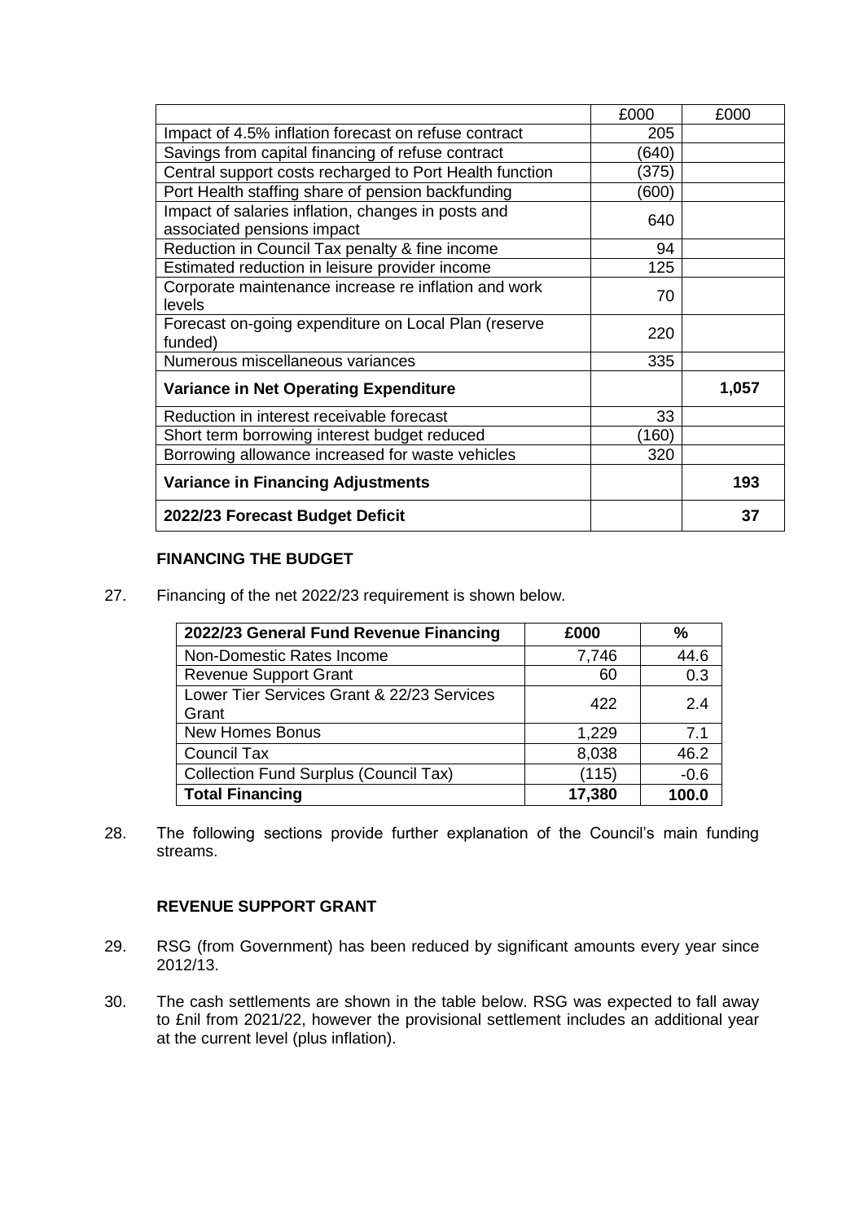| | £000 | £000 |
|---|---|---|
| Impact of 4.5% inflation forecast on refuse contract | 205 | |
| Savings from capital financing of refuse contract | (640) | |
| Central support costs recharged to Port Health function | (375) | |
| Port Health staffing share of pension backfunding | (600) | |
| Impact of salaries inflation, changes in posts and associated pensions impact | 640 | |
| Reduction in Council Tax penalty & fine income | 94 | |
| Estimated reduction in leisure provider income | 125 | |
| Corporate maintenance increase re inflation and work levels | 70 | |
| Forecast on-going expenditure on Local Plan (reserve funded) | 220 | |
| Numerous miscellaneous variances | 335 | |
| **Variance in Net Operating Expenditure** | | **1,057** |
| Reduction in interest receivable forecast | 33 | |
| Short term borrowing interest budget reduced | (160) | |
| Borrowing allowance increased for waste vehicles | 320 | |
| **Variance in Financing Adjustments** | | **193** |
| **2022/23 Forecast Budget Deficit** | | **37** |

**FINANCING THE BUDGET**

27. Financing of the net 2022/23 requirement is shown below.

| 2022/23 General Fund Revenue Financing | £000 | % |
|---|---|---|
| Non-Domestic Rates Income | 7,746 | 44.6 |
| Revenue Support Grant | 60 | 0.3 |
| Lower Tier Services Grant & 22/23 Services Grant | 422 | 2.4 |
| New Homes Bonus | 1,229 | 7.1 |
| Council Tax | 8,038 | 46.2 |
| Collection Fund Surplus (Council Tax) | (115) | -0.6 |
| **Total Financing** | **17,380** | **100.0** |

28. The following sections provide further explanation of the Council's main funding streams.

**REVENUE SUPPORT GRANT**

29. RSG (from Government) has been reduced by significant amounts every year since 2012/13.

30. The cash settlements are shown in the table below. RSG was expected to fall away to £nil from 2021/22, however the provisional settlement includes an additional year at the current level (plus inflation).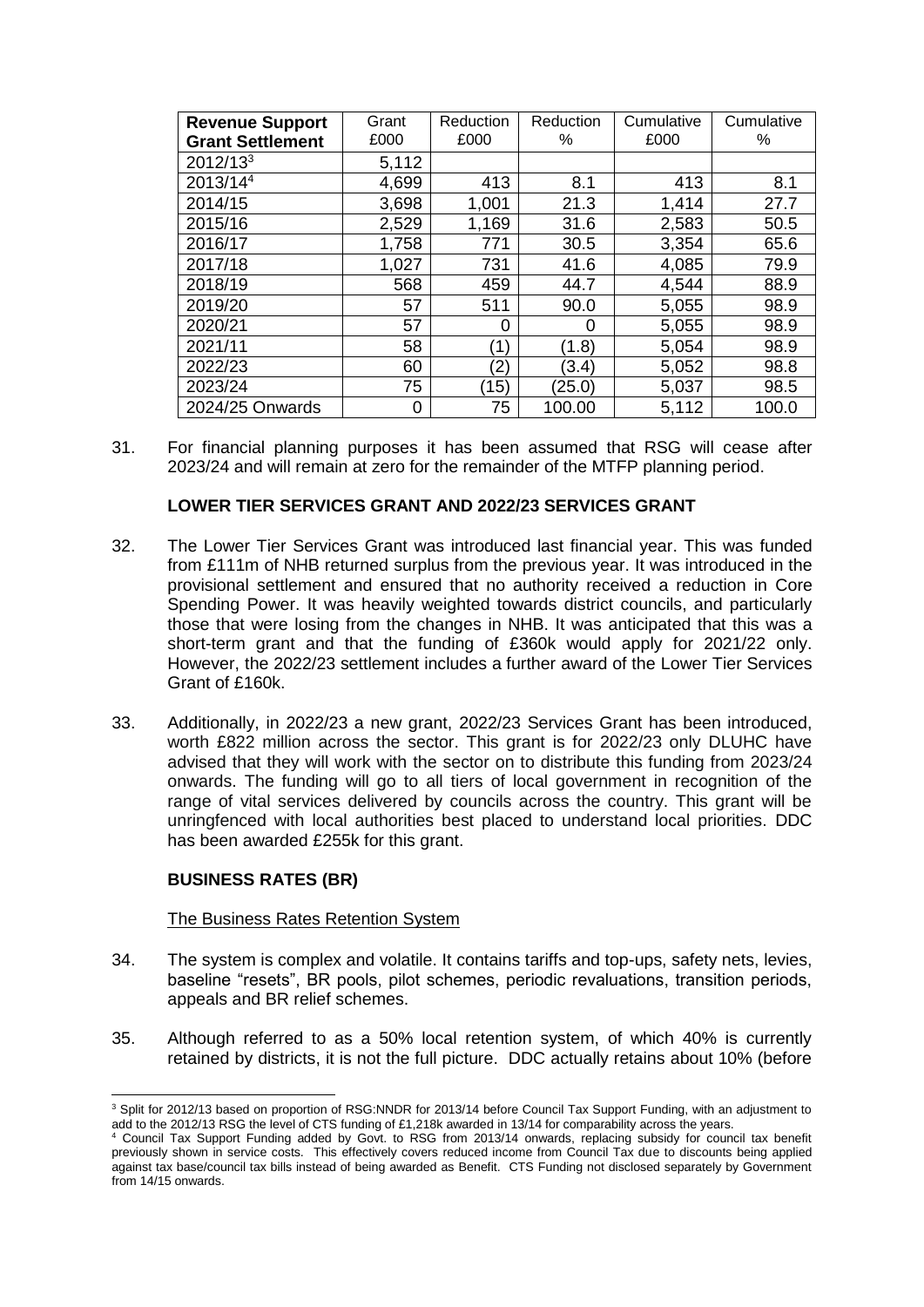| Revenue Support Grant Settlement | Grant £000 | Reduction £000 | Reduction % | Cumulative £000 | Cumulative % |
|---|---|---|---|---|---|
| 2012/13[3] | 5,112 | | | | |
| 2013/14[4] | 4,699 | 413 | 8.1 | 413 | 8.1 |
| 2014/15 | 3,698 | 1,001 | 21.3 | 1,414 | 27.7 |
| 2015/16 | 2,529 | 1,169 | 31.6 | 2,583 | 50.5 |
| 2016/17 | 1,758 | 771 | 30.5 | 3,354 | 65.6 |
| 2017/18 | 1,027 | 731 | 41.6 | 4,085 | 79.9 |
| 2018/19 | 568 | 459 | 44.7 | 4,544 | 88.9 |
| 2019/20 | 57 | 511 | 90.0 | 5,055 | 98.9 |
| 2020/21 | 57 | 0 | 0 | 5,055 | 98.9 |
| 2021/11 | 58 | (1) | (1.8) | 5,054 | 98.9 |
| 2022/23 | 60 | (2) | (3.4) | 5,052 | 98.8 |
| 2023/24 | 75 | (15) | (25.0) | 5,037 | 98.5 |
| 2024/25 Onwards | 0 | 75 | 100.00 | 5,112 | 100.0 |

31. For financial planning purposes it has been assumed that RSG will cease after 2023/24 and will remain at zero for the remainder of the MTFP planning period.

### LOWER TIER SERVICES GRANT AND 2022/23 SERVICES GRANT

32. The Lower Tier Services Grant was introduced last financial year. This was funded from £111m of NHB returned surplus from the previous year. It was introduced in the provisional settlement and ensured that no authority received a reduction in Core Spending Power. It was heavily weighted towards district councils, and particularly those that were losing from the changes in NHB. It was anticipated that this was a short-term grant and that the funding of £360k would apply for 2021/22 only. However, the 2022/23 settlement includes a further award of the Lower Tier Services Grant of £160k.

33. Additionally, in 2022/23 a new grant, 2022/23 Services Grant has been introduced, worth £822 million across the sector. This grant is for 2022/23 only DLUHC have advised that they will work with the sector on to distribute this funding from 2023/24 onwards. The funding will go to all tiers of local government in recognition of the range of vital services delivered by councils across the country. This grant will be unringfenced with local authorities best placed to understand local priorities. DDC has been awarded £255k for this grant.

### BUSINESS RATES (BR)

<u>The Business Rates Retention System</u>

34. The system is complex and volatile. It contains tariffs and top-ups, safety nets, levies, baseline "resets", BR pools, pilot schemes, periodic revaluations, transition periods, appeals and BR relief schemes.

35. Although referred to as a 50% local retention system, of which 40% is currently retained by districts, it is not the full picture. DDC actually retains about 10% (before

---

[3] Split for 2012/13 based on proportion of RSG:NNDR for 2013/14 before Council Tax Support Funding, with an adjustment to add to the 2012/13 RSG the level of CTS funding of £1,218k awarded in 13/14 for comparability across the years.

[4] Council Tax Support Funding added by Govt. to RSG from 2013/14 onwards, replacing subsidy for council tax benefit previously shown in service costs. This effectively covers reduced income from Council Tax due to discounts being applied against tax base/council tax bills instead of being awarded as Benefit. CTS Funding not disclosed separately by Government from 14/15 onwards.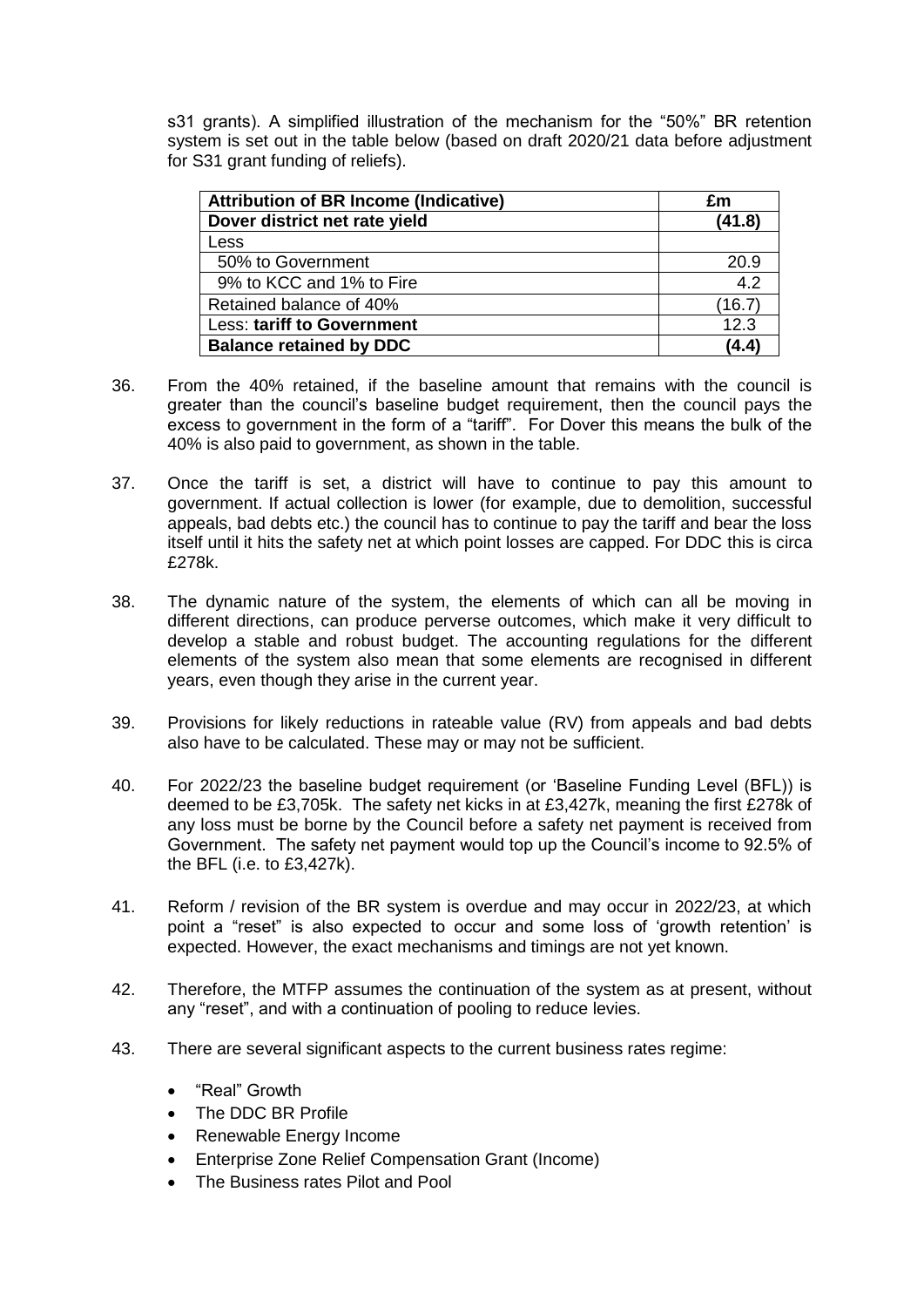s31 grants). A simplified illustration of the mechanism for the "50%" BR retention system is set out in the table below (based on draft 2020/21 data before adjustment for S31 grant funding of reliefs).

| Attribution of BR Income (Indicative) | £m |
| --- | --- |
| **Dover district net rate yield** | **(41.8)** |
| Less | |
| 50% to Government | 20.9 |
| 9% to KCC and 1% to Fire | 4.2 |
| Retained balance of 40% | (16.7) |
| Less: **tariff to Government** | 12.3 |
| **Balance retained by DDC** | **(4.4)** |

36. From the 40% retained, if the baseline amount that remains with the council is greater than the council's baseline budget requirement, then the council pays the excess to government in the form of a "tariff". For Dover this means the bulk of the 40% is also paid to government, as shown in the table.

37. Once the tariff is set, a district will have to continue to pay this amount to government. If actual collection is lower (for example, due to demolition, successful appeals, bad debts etc.) the council has to continue to pay the tariff and bear the loss itself until it hits the safety net at which point losses are capped. For DDC this is circa £278k.

38. The dynamic nature of the system, the elements of which can all be moving in different directions, can produce perverse outcomes, which make it very difficult to develop a stable and robust budget. The accounting regulations for the different elements of the system also mean that some elements are recognised in different years, even though they arise in the current year.

39. Provisions for likely reductions in rateable value (RV) from appeals and bad debts also have to be calculated. These may or may not be sufficient.

40. For 2022/23 the baseline budget requirement (or 'Baseline Funding Level (BFL)) is deemed to be £3,705k. The safety net kicks in at £3,427k, meaning the first £278k of any loss must be borne by the Council before a safety net payment is received from Government. The safety net payment would top up the Council's income to 92.5% of the BFL (i.e. to £3,427k).

41. Reform / revision of the BR system is overdue and may occur in 2022/23, at which point a "reset" is also expected to occur and some loss of 'growth retention' is expected. However, the exact mechanisms and timings are not yet known.

42. Therefore, the MTFP assumes the continuation of the system as at present, without any "reset", and with a continuation of pooling to reduce levies.

43. There are several significant aspects to the current business rates regime:

- "Real" Growth
- The DDC BR Profile
- Renewable Energy Income
- Enterprise Zone Relief Compensation Grant (Income)
- The Business rates Pilot and Pool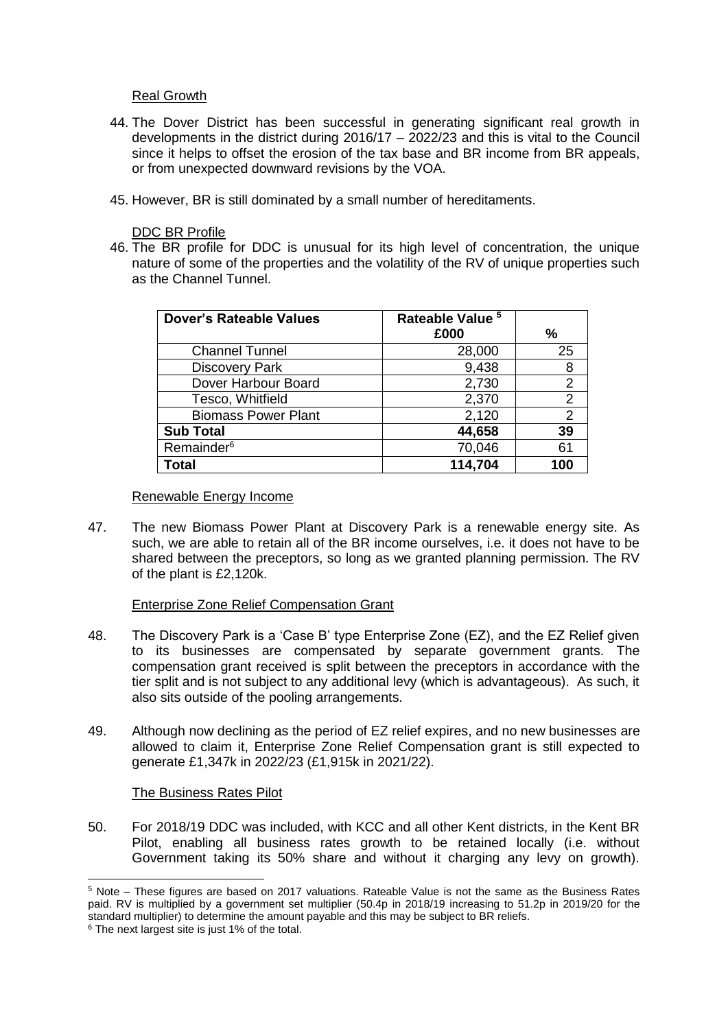Real Growth

44. The Dover District has been successful in generating significant real growth in developments in the district during 2016/17 – 2022/23 and this is vital to the Council since it helps to offset the erosion of the tax base and BR income from BR appeals, or from unexpected downward revisions by the VOA.

45. However, BR is still dominated by a small number of hereditaments.

DDC BR Profile

46. The BR profile for DDC is unusual for its high level of concentration, the unique nature of some of the properties and the volatility of the RV of unique properties such as the Channel Tunnel.

| Dover's Rateable Values | Rateable Value [5] £000 | % |
|---|---|---|
| Channel Tunnel | 28,000 | 25 |
| Discovery Park | 9,438 | 8 |
| Dover Harbour Board | 2,730 | 2 |
| Tesco, Whitfield | 2,370 | 2 |
| Biomass Power Plant | 2,120 | 2 |
| **Sub Total** | **44,658** | **39** |
| Remainder[6] | 70,046 | 61 |
| **Total** | **114,704** | **100** |

Renewable Energy Income

47. The new Biomass Power Plant at Discovery Park is a renewable energy site. As such, we are able to retain all of the BR income ourselves, i.e. it does not have to be shared between the preceptors, so long as we granted planning permission. The RV of the plant is £2,120k.

Enterprise Zone Relief Compensation Grant

48. The Discovery Park is a 'Case B' type Enterprise Zone (EZ), and the EZ Relief given to its businesses are compensated by separate government grants. The compensation grant received is split between the preceptors in accordance with the tier split and is not subject to any additional levy (which is advantageous). As such, it also sits outside of the pooling arrangements.

49. Although now declining as the period of EZ relief expires, and no new businesses are allowed to claim it, Enterprise Zone Relief Compensation grant is still expected to generate £1,347k in 2022/23 (£1,915k in 2021/22).

The Business Rates Pilot

50. For 2018/19 DDC was included, with KCC and all other Kent districts, in the Kent BR Pilot, enabling all business rates growth to be retained locally (i.e. without Government taking its 50% share and without it charging any levy on growth).

[5] Note – These figures are based on 2017 valuations. Rateable Value is not the same as the Business Rates paid. RV is multiplied by a government set multiplier (50.4p in 2018/19 increasing to 51.2p in 2019/20 for the standard multiplier) to determine the amount payable and this may be subject to BR reliefs.

[6] The next largest site is just 1% of the total.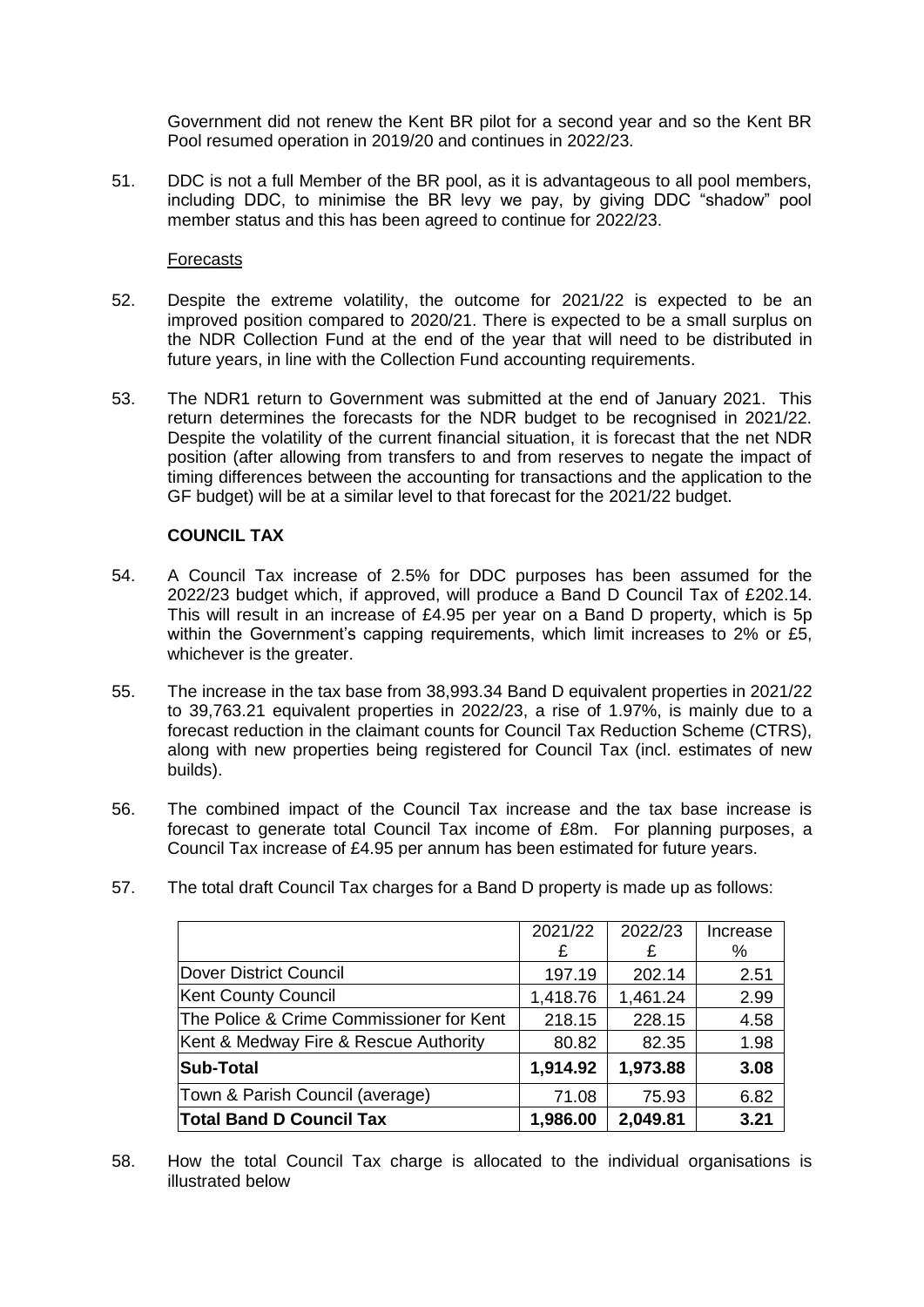Government did not renew the Kent BR pilot for a second year and so the Kent BR Pool resumed operation in 2019/20 and continues in 2022/23.

51. DDC is not a full Member of the BR pool, as it is advantageous to all pool members, including DDC, to minimise the BR levy we pay, by giving DDC "shadow" pool member status and this has been agreed to continue for 2022/23.

Forecasts

52. Despite the extreme volatility, the outcome for 2021/22 is expected to be an improved position compared to 2020/21. There is expected to be a small surplus on the NDR Collection Fund at the end of the year that will need to be distributed in future years, in line with the Collection Fund accounting requirements.

53. The NDR1 return to Government was submitted at the end of January 2021. This return determines the forecasts for the NDR budget to be recognised in 2021/22. Despite the volatility of the current financial situation, it is forecast that the net NDR position (after allowing from transfers to and from reserves to negate the impact of timing differences between the accounting for transactions and the application to the GF budget) will be at a similar level to that forecast for the 2021/22 budget.

**COUNCIL TAX**

54. A Council Tax increase of 2.5% for DDC purposes has been assumed for the 2022/23 budget which, if approved, will produce a Band D Council Tax of £202.14. This will result in an increase of £4.95 per year on a Band D property, which is 5p within the Government's capping requirements, which limit increases to 2% or £5, whichever is the greater.

55. The increase in the tax base from 38,993.34 Band D equivalent properties in 2021/22 to 39,763.21 equivalent properties in 2022/23, a rise of 1.97%, is mainly due to a forecast reduction in the claimant counts for Council Tax Reduction Scheme (CTRS), along with new properties being registered for Council Tax (incl. estimates of new builds).

56. The combined impact of the Council Tax increase and the tax base increase is forecast to generate total Council Tax income of £8m. For planning purposes, a Council Tax increase of £4.95 per annum has been estimated for future years.

57. The total draft Council Tax charges for a Band D property is made up as follows:

| | 2021/22 £ | 2022/23 £ | Increase % |
|---|---|---|---|
| Dover District Council | 197.19 | 202.14 | 2.51 |
| Kent County Council | 1,418.76 | 1,461.24 | 2.99 |
| The Police & Crime Commissioner for Kent | 218.15 | 228.15 | 4.58 |
| Kent & Medway Fire & Rescue Authority | 80.82 | 82.35 | 1.98 |
| **Sub-Total** | **1,914.92** | **1,973.88** | **3.08** |
| Town & Parish Council (average) | 71.08 | 75.93 | 6.82 |
| **Total Band D Council Tax** | **1,986.00** | **2,049.81** | **3.21** |

58. How the total Council Tax charge is allocated to the individual organisations is illustrated below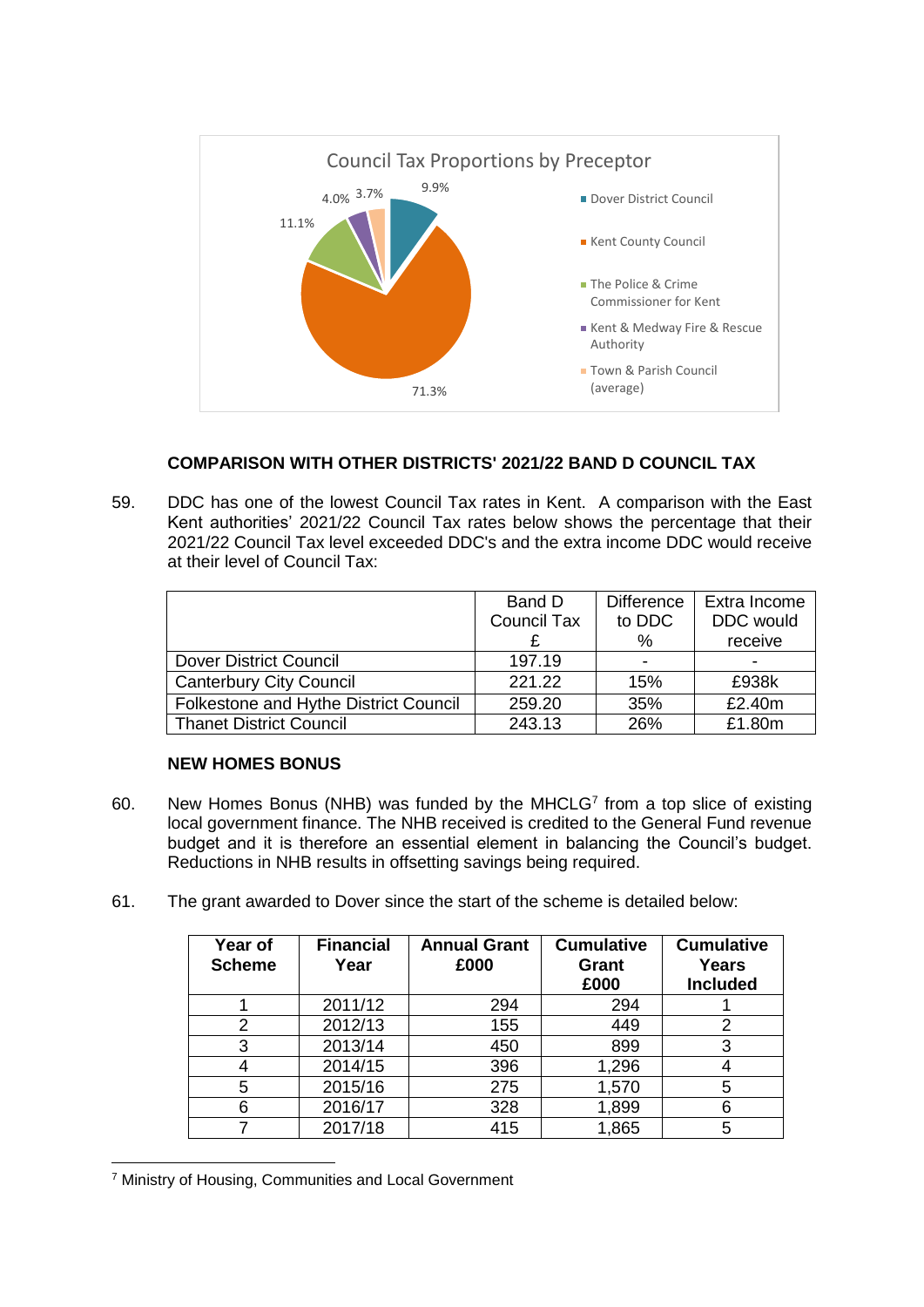Council Tax Proportions by Preceptor

- Dover District Council: 9.9%
- Kent County Council: 71.3%
- The Police & Crime Commissioner for Kent: 11.1%
- Kent & Medway Fire & Rescue Authority: 4.0%
- Town & Parish Council (average): 3.7%

**COMPARISON WITH OTHER DISTRICTS' 2021/22 BAND D COUNCIL TAX**

59. DDC has one of the lowest Council Tax rates in Kent. A comparison with the East Kent authorities' 2021/22 Council Tax rates below shows the percentage that their 2021/22 Council Tax level exceeded DDC's and the extra income DDC would receive at their level of Council Tax:

| | Band D Council Tax £ | Difference to DDC % | Extra Income DDC would receive |
|---|---|---|---|
| Dover District Council | 197.19 | - | - |
| Canterbury City Council | 221.22 | 15% | £938k |
| Folkestone and Hythe District Council | 259.20 | 35% | £2.40m |
| Thanet District Council | 243.13 | 26% | £1.80m |

**NEW HOMES BONUS**

60. New Homes Bonus (NHB) was funded by the MHCLG[7] from a top slice of existing local government finance. The NHB received is credited to the General Fund revenue budget and it is therefore an essential element in balancing the Council's budget. Reductions in NHB results in offsetting savings being required.

61. The grant awarded to Dover since the start of the scheme is detailed below:

| Year of Scheme | Financial Year | Annual Grant £000 | Cumulative Grant £000 | Cumulative Years Included |
|---|---|---|---|---|
| 1 | 2011/12 | 294 | 294 | 1 |
| 2 | 2012/13 | 155 | 449 | 2 |
| 3 | 2013/14 | 450 | 899 | 3 |
| 4 | 2014/15 | 396 | 1,296 | 4 |
| 5 | 2015/16 | 275 | 1,570 | 5 |
| 6 | 2016/17 | 328 | 1,899 | 6 |
| 7 | 2017/18 | 415 | 1,865 | 5 |

[7] Ministry of Housing, Communities and Local Government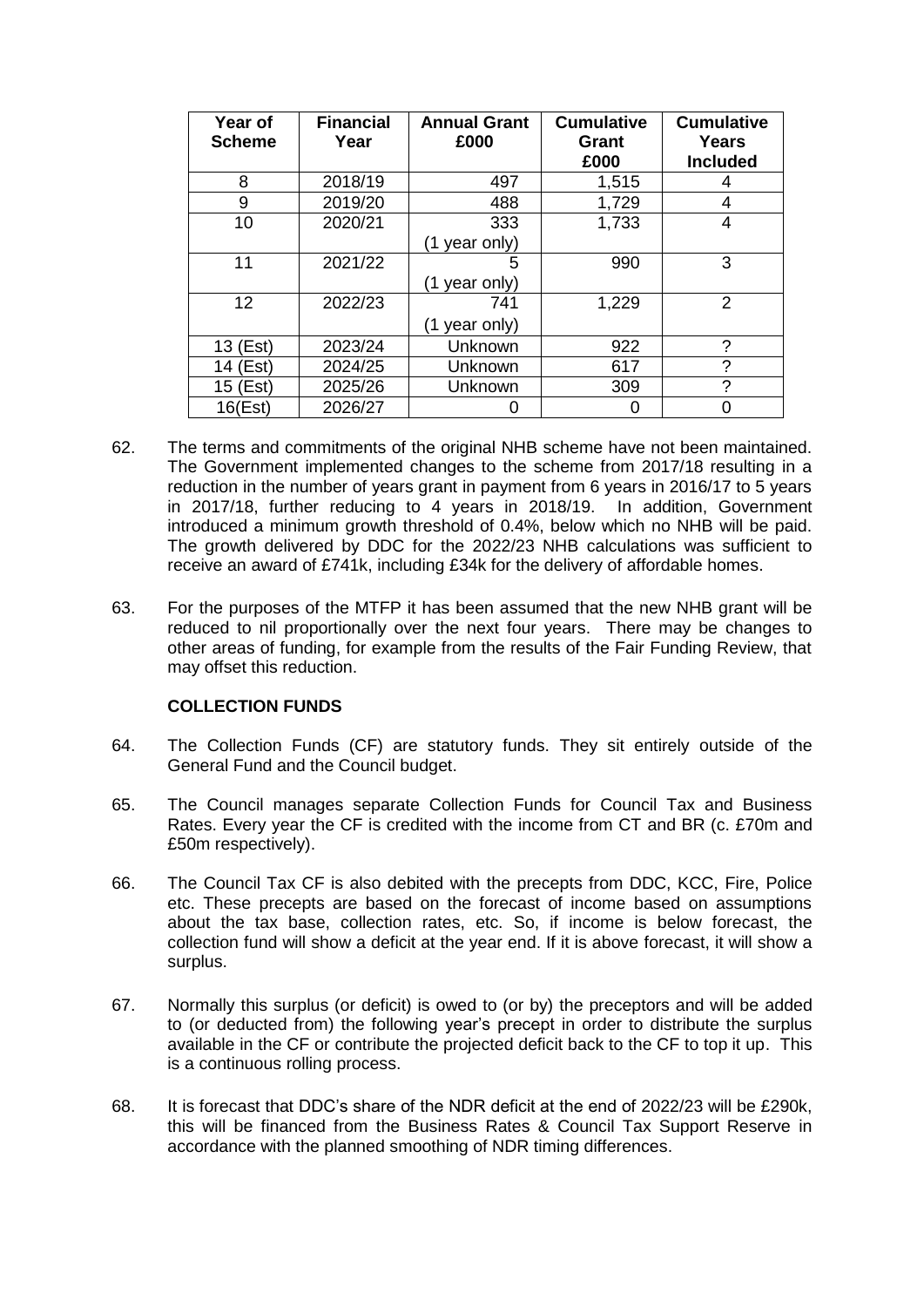| Year of Scheme | Financial Year | Annual Grant £000 | Cumulative Grant £000 | Cumulative Years Included |
|---|---|---|---|---|
| 8 | 2018/19 | 497 | 1,515 | 4 |
| 9 | 2019/20 | 488 | 1,729 | 4 |
| 10 | 2020/21 | 333 (1 year only) | 1,733 | 4 |
| 11 | 2021/22 | 5 (1 year only) | 990 | 3 |
| 12 | 2022/23 | 741 (1 year only) | 1,229 | 2 |
| 13 (Est) | 2023/24 | Unknown | 922 | ? |
| 14 (Est) | 2024/25 | Unknown | 617 | ? |
| 15 (Est) | 2025/26 | Unknown | 309 | ? |
| 16(Est) | 2026/27 | 0 | 0 | 0 |

62. The terms and commitments of the original NHB scheme have not been maintained. The Government implemented changes to the scheme from 2017/18 resulting in a reduction in the number of years grant in payment from 6 years in 2016/17 to 5 years in 2017/18, further reducing to 4 years in 2018/19. In addition, Government introduced a minimum growth threshold of 0.4%, below which no NHB will be paid. The growth delivered by DDC for the 2022/23 NHB calculations was sufficient to receive an award of £741k, including £34k for the delivery of affordable homes.

63. For the purposes of the MTFP it has been assumed that the new NHB grant will be reduced to nil proportionally over the next four years. There may be changes to other areas of funding, for example from the results of the Fair Funding Review, that may offset this reduction.

**COLLECTION FUNDS**

64. The Collection Funds (CF) are statutory funds. They sit entirely outside of the General Fund and the Council budget.

65. The Council manages separate Collection Funds for Council Tax and Business Rates. Every year the CF is credited with the income from CT and BR (c. £70m and £50m respectively).

66. The Council Tax CF is also debited with the precepts from DDC, KCC, Fire, Police etc. These precepts are based on the forecast of income based on assumptions about the tax base, collection rates, etc. So, if income is below forecast, the collection fund will show a deficit at the year end. If it is above forecast, it will show a surplus.

67. Normally this surplus (or deficit) is owed to (or by) the preceptors and will be added to (or deducted from) the following year's precept in order to distribute the surplus available in the CF or contribute the projected deficit back to the CF to top it up. This is a continuous rolling process.

68. It is forecast that DDC's share of the NDR deficit at the end of 2022/23 will be £290k, this will be financed from the Business Rates & Council Tax Support Reserve in accordance with the planned smoothing of NDR timing differences.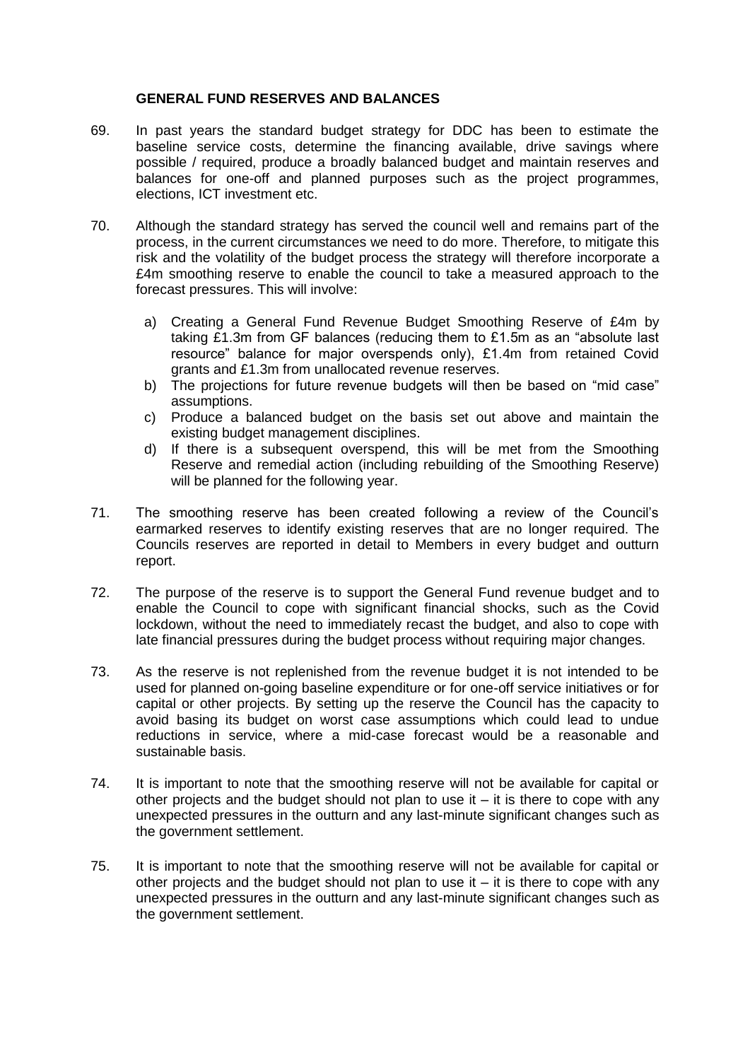## GENERAL FUND RESERVES AND BALANCES

69. In past years the standard budget strategy for DDC has been to estimate the baseline service costs, determine the financing available, drive savings where possible / required, produce a broadly balanced budget and maintain reserves and balances for one-off and planned purposes such as the project programmes, elections, ICT investment etc.

70. Although the standard strategy has served the council well and remains part of the process, in the current circumstances we need to do more. Therefore, to mitigate this risk and the volatility of the budget process the strategy will therefore incorporate a £4m smoothing reserve to enable the council to take a measured approach to the forecast pressures. This will involve:

    a) Creating a General Fund Revenue Budget Smoothing Reserve of £4m by taking £1.3m from GF balances (reducing them to £1.5m as an "absolute last resource" balance for major overspends only), £1.4m from retained Covid grants and £1.3m from unallocated revenue reserves.
    b) The projections for future revenue budgets will then be based on "mid case" assumptions.
    c) Produce a balanced budget on the basis set out above and maintain the existing budget management disciplines.
    d) If there is a subsequent overspend, this will be met from the Smoothing Reserve and remedial action (including rebuilding of the Smoothing Reserve) will be planned for the following year.

71. The smoothing reserve has been created following a review of the Council's earmarked reserves to identify existing reserves that are no longer required. The Councils reserves are reported in detail to Members in every budget and outturn report.

72. The purpose of the reserve is to support the General Fund revenue budget and to enable the Council to cope with significant financial shocks, such as the Covid lockdown, without the need to immediately recast the budget, and also to cope with late financial pressures during the budget process without requiring major changes.

73. As the reserve is not replenished from the revenue budget it is not intended to be used for planned on-going baseline expenditure or for one-off service initiatives or for capital or other projects. By setting up the reserve the Council has the capacity to avoid basing its budget on worst case assumptions which could lead to undue reductions in service, where a mid-case forecast would be a reasonable and sustainable basis.

74. It is important to note that the smoothing reserve will not be available for capital or other projects and the budget should not plan to use it – it is there to cope with any unexpected pressures in the outturn and any last-minute significant changes such as the government settlement.

75. It is important to note that the smoothing reserve will not be available for capital or other projects and the budget should not plan to use it – it is there to cope with any unexpected pressures in the outturn and any last-minute significant changes such as the government settlement.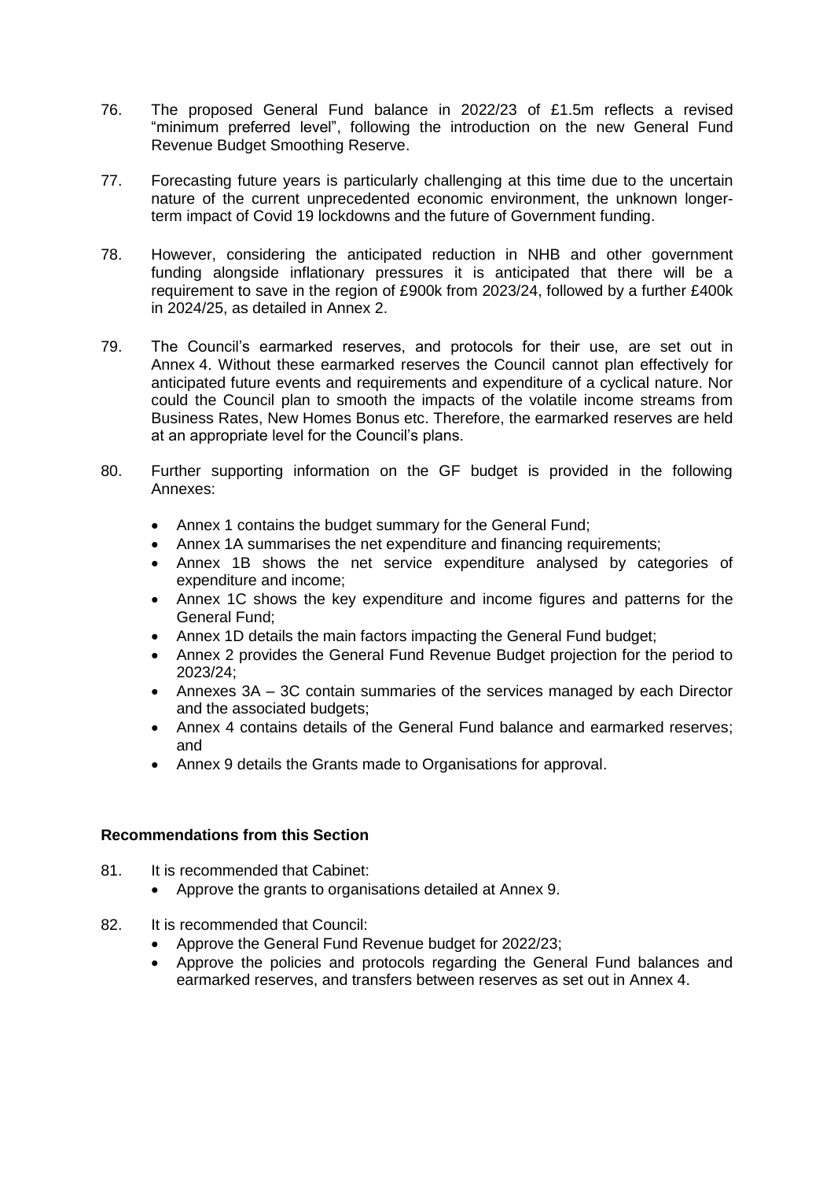76. The proposed General Fund balance in 2022/23 of £1.5m reflects a revised "minimum preferred level", following the introduction on the new General Fund Revenue Budget Smoothing Reserve.

77. Forecasting future years is particularly challenging at this time due to the uncertain nature of the current unprecedented economic environment, the unknown longer-term impact of Covid 19 lockdowns and the future of Government funding.

78. However, considering the anticipated reduction in NHB and other government funding alongside inflationary pressures it is anticipated that there will be a requirement to save in the region of £900k from 2023/24, followed by a further £400k in 2024/25, as detailed in Annex 2.

79. The Council's earmarked reserves, and protocols for their use, are set out in Annex 4. Without these earmarked reserves the Council cannot plan effectively for anticipated future events and requirements and expenditure of a cyclical nature. Nor could the Council plan to smooth the impacts of the volatile income streams from Business Rates, New Homes Bonus etc. Therefore, the earmarked reserves are held at an appropriate level for the Council's plans.

80. Further supporting information on the GF budget is provided in the following Annexes:

    - Annex 1 contains the budget summary for the General Fund;
    - Annex 1A summarises the net expenditure and financing requirements;
    - Annex 1B shows the net service expenditure analysed by categories of expenditure and income;
    - Annex 1C shows the key expenditure and income figures and patterns for the General Fund;
    - Annex 1D details the main factors impacting the General Fund budget;
    - Annex 2 provides the General Fund Revenue Budget projection for the period to 2023/24;
    - Annexes 3A – 3C contain summaries of the services managed by each Director and the associated budgets;
    - Annex 4 contains details of the General Fund balance and earmarked reserves; and
    - Annex 9 details the Grants made to Organisations for approval.

**Recommendations from this Section**

81. It is recommended that Cabinet:
    - Approve the grants to organisations detailed at Annex 9.

82. It is recommended that Council:
    - Approve the General Fund Revenue budget for 2022/23;
    - Approve the policies and protocols regarding the General Fund balances and earmarked reserves, and transfers between reserves as set out in Annex 4.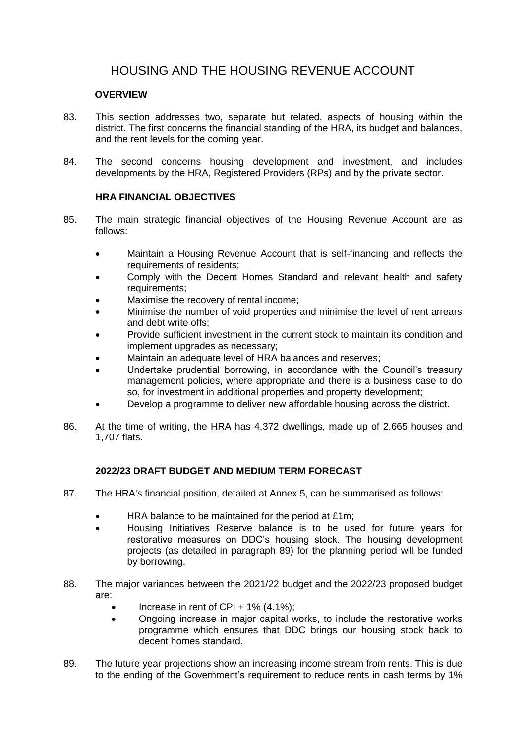# HOUSING AND THE HOUSING REVENUE ACCOUNT

## OVERVIEW

83. This section addresses two, separate but related, aspects of housing within the district. The first concerns the financial standing of the HRA, its budget and balances, and the rent levels for the coming year.

84. The second concerns housing development and investment, and includes developments by the HRA, Registered Providers (RPs) and by the private sector.

## HRA FINANCIAL OBJECTIVES

85. The main strategic financial objectives of the Housing Revenue Account are as follows:

- Maintain a Housing Revenue Account that is self-financing and reflects the requirements of residents;
- Comply with the Decent Homes Standard and relevant health and safety requirements;
- Maximise the recovery of rental income;
- Minimise the number of void properties and minimise the level of rent arrears and debt write offs;
- Provide sufficient investment in the current stock to maintain its condition and implement upgrades as necessary;
- Maintain an adequate level of HRA balances and reserves;
- Undertake prudential borrowing, in accordance with the Council's treasury management policies, where appropriate and there is a business case to do so, for investment in additional properties and property development;
- Develop a programme to deliver new affordable housing across the district.

86. At the time of writing, the HRA has 4,372 dwellings, made up of 2,665 houses and 1,707 flats.

## 2022/23 DRAFT BUDGET AND MEDIUM TERM FORECAST

87. The HRA's financial position, detailed at Annex 5, can be summarised as follows:

- HRA balance to be maintained for the period at £1m;
- Housing Initiatives Reserve balance is to be used for future years for restorative measures on DDC's housing stock. The housing development projects (as detailed in paragraph 89) for the planning period will be funded by borrowing.

88. The major variances between the 2021/22 budget and the 2022/23 proposed budget are:

- Increase in rent of CPI + 1% (4.1%);
- Ongoing increase in major capital works, to include the restorative works programme which ensures that DDC brings our housing stock back to decent homes standard.

89. The future year projections show an increasing income stream from rents. This is due to the ending of the Government's requirement to reduce rents in cash terms by 1%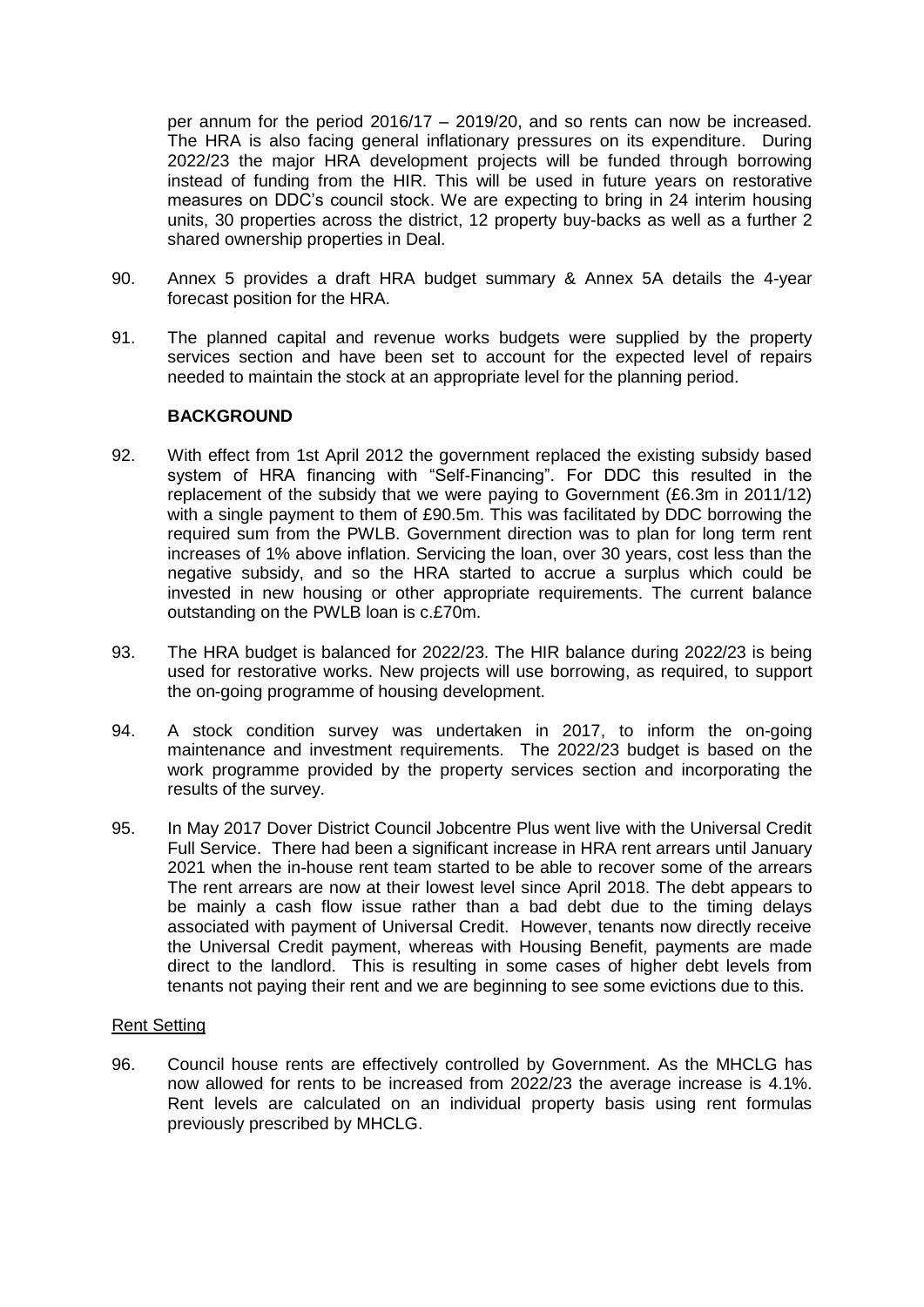per annum for the period 2016/17 – 2019/20, and so rents can now be increased. The HRA is also facing general inflationary pressures on its expenditure. During 2022/23 the major HRA development projects will be funded through borrowing instead of funding from the HIR. This will be used in future years on restorative measures on DDC's council stock. We are expecting to bring in 24 interim housing units, 30 properties across the district, 12 property buy-backs as well as a further 2 shared ownership properties in Deal.

90. Annex 5 provides a draft HRA budget summary & Annex 5A details the 4-year forecast position for the HRA.

91. The planned capital and revenue works budgets were supplied by the property services section and have been set to account for the expected level of repairs needed to maintain the stock at an appropriate level for the planning period.

**BACKGROUND**

92. With effect from 1st April 2012 the government replaced the existing subsidy based system of HRA financing with "Self-Financing". For DDC this resulted in the replacement of the subsidy that we were paying to Government (£6.3m in 2011/12) with a single payment to them of £90.5m. This was facilitated by DDC borrowing the required sum from the PWLB. Government direction was to plan for long term rent increases of 1% above inflation. Servicing the loan, over 30 years, cost less than the negative subsidy, and so the HRA started to accrue a surplus which could be invested in new housing or other appropriate requirements. The current balance outstanding on the PWLB loan is c.£70m.

93. The HRA budget is balanced for 2022/23. The HIR balance during 2022/23 is being used for restorative works. New projects will use borrowing, as required, to support the on-going programme of housing development.

94. A stock condition survey was undertaken in 2017, to inform the on-going maintenance and investment requirements. The 2022/23 budget is based on the work programme provided by the property services section and incorporating the results of the survey.

95. In May 2017 Dover District Council Jobcentre Plus went live with the Universal Credit Full Service. There had been a significant increase in HRA rent arrears until January 2021 when the in-house rent team started to be able to recover some of the arrears The rent arrears are now at their lowest level since April 2018. The debt appears to be mainly a cash flow issue rather than a bad debt due to the timing delays associated with payment of Universal Credit. However, tenants now directly receive the Universal Credit payment, whereas with Housing Benefit, payments are made direct to the landlord. This is resulting in some cases of higher debt levels from tenants not paying their rent and we are beginning to see some evictions due to this.

Rent Setting

96. Council house rents are effectively controlled by Government. As the MHCLG has now allowed for rents to be increased from 2022/23 the average increase is 4.1%. Rent levels are calculated on an individual property basis using rent formulas previously prescribed by MHCLG.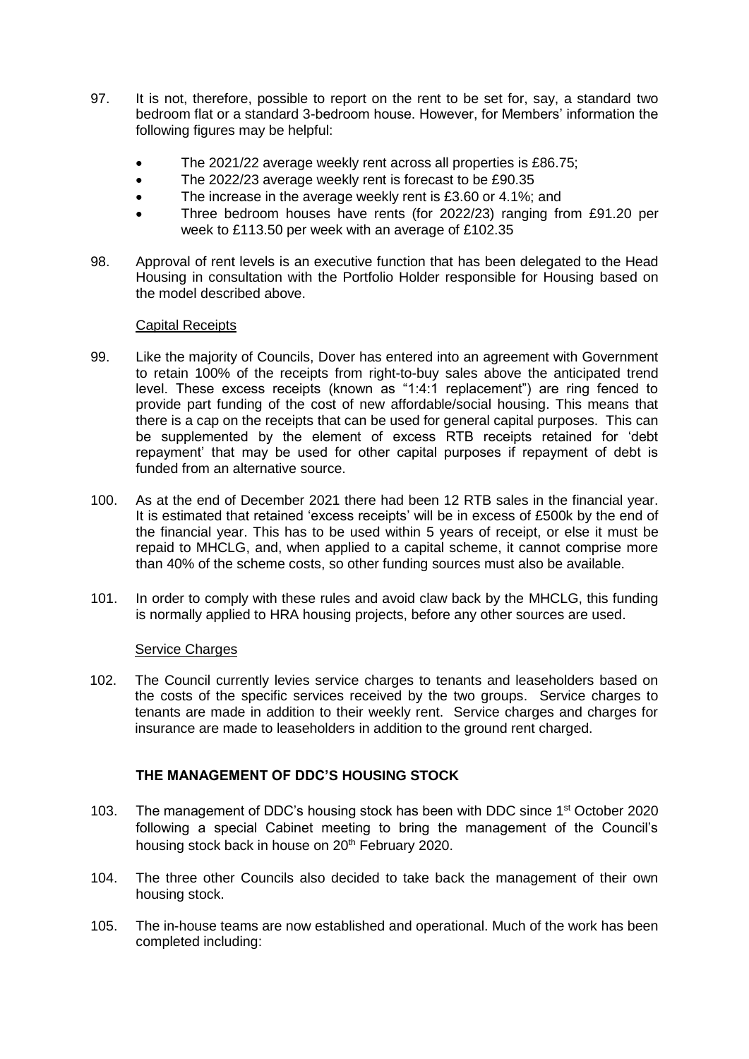97. It is not, therefore, possible to report on the rent to be set for, say, a standard two bedroom flat or a standard 3-bedroom house. However, for Members' information the following figures may be helpful:

- The 2021/22 average weekly rent across all properties is £86.75;
- The 2022/23 average weekly rent is forecast to be £90.35
- The increase in the average weekly rent is £3.60 or 4.1%; and
- Three bedroom houses have rents (for 2022/23) ranging from £91.20 per week to £113.50 per week with an average of £102.35

98. Approval of rent levels is an executive function that has been delegated to the Head Housing in consultation with the Portfolio Holder responsible for Housing based on the model described above.

Capital Receipts

99. Like the majority of Councils, Dover has entered into an agreement with Government to retain 100% of the receipts from right-to-buy sales above the anticipated trend level. These excess receipts (known as "1:4:1 replacement") are ring fenced to provide part funding of the cost of new affordable/social housing. This means that there is a cap on the receipts that can be used for general capital purposes. This can be supplemented by the element of excess RTB receipts retained for 'debt repayment' that may be used for other capital purposes if repayment of debt is funded from an alternative source.

100. As at the end of December 2021 there had been 12 RTB sales in the financial year. It is estimated that retained 'excess receipts' will be in excess of £500k by the end of the financial year. This has to be used within 5 years of receipt, or else it must be repaid to MHCLG, and, when applied to a capital scheme, it cannot comprise more than 40% of the scheme costs, so other funding sources must also be available.

101. In order to comply with these rules and avoid claw back by the MHCLG, this funding is normally applied to HRA housing projects, before any other sources are used.

Service Charges

102. The Council currently levies service charges to tenants and leaseholders based on the costs of the specific services received by the two groups. Service charges to tenants are made in addition to their weekly rent. Service charges and charges for insurance are made to leaseholders in addition to the ground rent charged.

## THE MANAGEMENT OF DDC'S HOUSING STOCK

103. The management of DDC's housing stock has been with DDC since 1st October 2020 following a special Cabinet meeting to bring the management of the Council's housing stock back in house on 20th February 2020.

104. The three other Councils also decided to take back the management of their own housing stock.

105. The in-house teams are now established and operational. Much of the work has been completed including: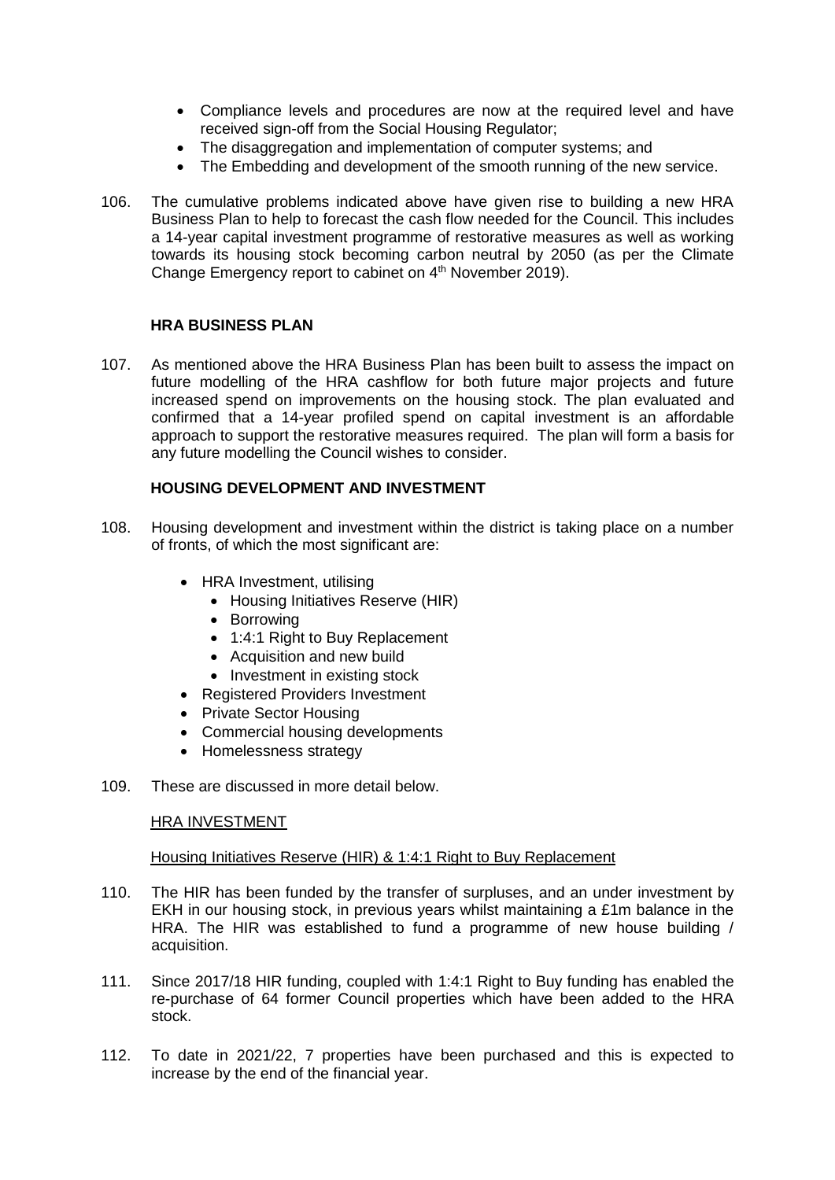- Compliance levels and procedures are now at the required level and have received sign-off from the Social Housing Regulator;
- The disaggregation and implementation of computer systems; and
- The Embedding and development of the smooth running of the new service.

106. The cumulative problems indicated above have given rise to building a new HRA Business Plan to help to forecast the cash flow needed for the Council. This includes a 14-year capital investment programme of restorative measures as well as working towards its housing stock becoming carbon neutral by 2050 (as per the Climate Change Emergency report to cabinet on 4th November 2019).

**HRA BUSINESS PLAN**

107. As mentioned above the HRA Business Plan has been built to assess the impact on future modelling of the HRA cashflow for both future major projects and future increased spend on improvements on the housing stock. The plan evaluated and confirmed that a 14-year profiled spend on capital investment is an affordable approach to support the restorative measures required. The plan will form a basis for any future modelling the Council wishes to consider.

**HOUSING DEVELOPMENT AND INVESTMENT**

108. Housing development and investment within the district is taking place on a number of fronts, of which the most significant are:

- HRA Investment, utilising
  - Housing Initiatives Reserve (HIR)
  - Borrowing
  - 1:4:1 Right to Buy Replacement
  - Acquisition and new build
  - Investment in existing stock
- Registered Providers Investment
- Private Sector Housing
- Commercial housing developments
- Homelessness strategy

109. These are discussed in more detail below.

HRA INVESTMENT

Housing Initiatives Reserve (HIR) & 1:4:1 Right to Buy Replacement

110. The HIR has been funded by the transfer of surpluses, and an under investment by EKH in our housing stock, in previous years whilst maintaining a £1m balance in the HRA. The HIR was established to fund a programme of new house building / acquisition.

111. Since 2017/18 HIR funding, coupled with 1:4:1 Right to Buy funding has enabled the re-purchase of 64 former Council properties which have been added to the HRA stock.

112. To date in 2021/22, 7 properties have been purchased and this is expected to increase by the end of the financial year.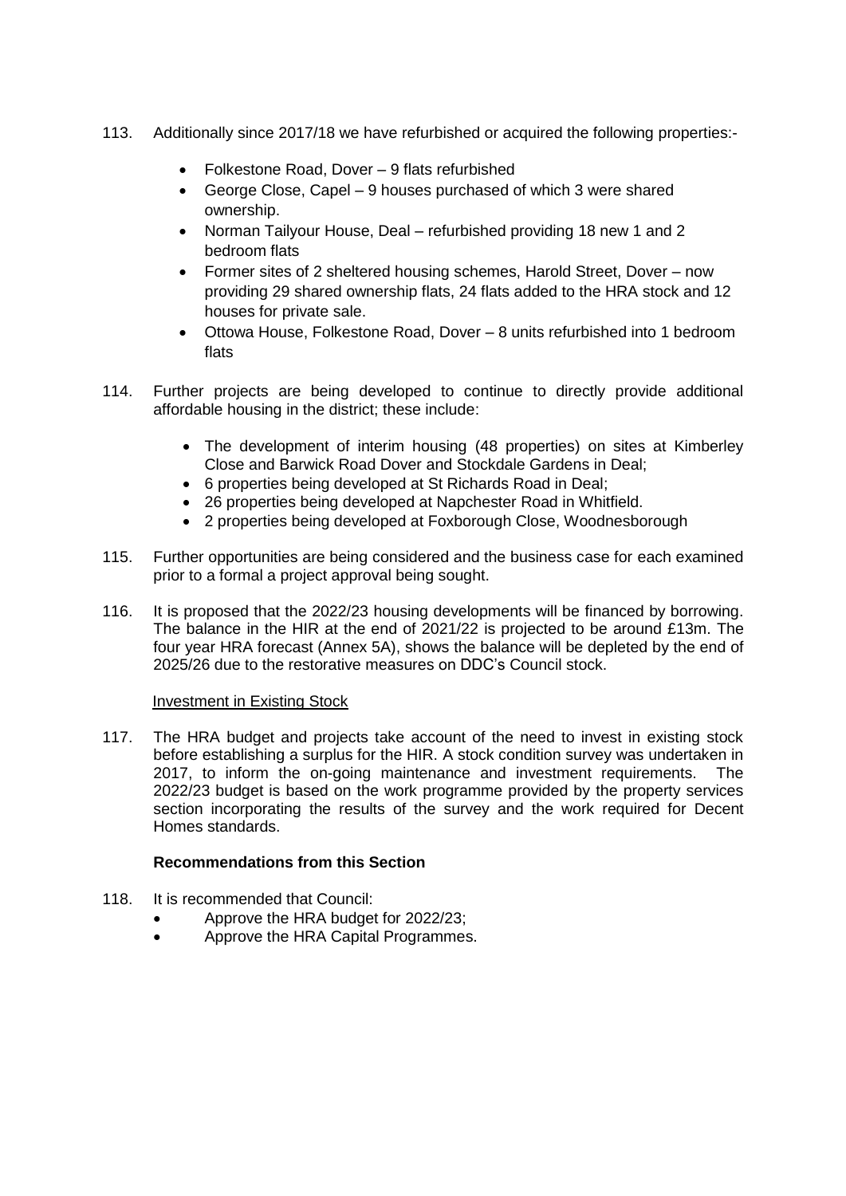113. Additionally since 2017/18 we have refurbished or acquired the following properties:-

- Folkestone Road, Dover – 9 flats refurbished
- George Close, Capel – 9 houses purchased of which 3 were shared ownership.
- Norman Tailyour House, Deal – refurbished providing 18 new 1 and 2 bedroom flats
- Former sites of 2 sheltered housing schemes, Harold Street, Dover – now providing 29 shared ownership flats, 24 flats added to the HRA stock and 12 houses for private sale.
- Ottowa House, Folkestone Road, Dover – 8 units refurbished into 1 bedroom flats

114. Further projects are being developed to continue to directly provide additional affordable housing in the district; these include:

- The development of interim housing (48 properties) on sites at Kimberley Close and Barwick Road Dover and Stockdale Gardens in Deal;
- 6 properties being developed at St Richards Road in Deal;
- 26 properties being developed at Napchester Road in Whitfield.
- 2 properties being developed at Foxborough Close, Woodnesborough

115. Further opportunities are being considered and the business case for each examined prior to a formal a project approval being sought.

116. It is proposed that the 2022/23 housing developments will be financed by borrowing. The balance in the HIR at the end of 2021/22 is projected to be around £13m. The four year HRA forecast (Annex 5A), shows the balance will be depleted by the end of 2025/26 due to the restorative measures on DDC's Council stock.

Investment in Existing Stock

117. The HRA budget and projects take account of the need to invest in existing stock before establishing a surplus for the HIR. A stock condition survey was undertaken in 2017, to inform the on-going maintenance and investment requirements. The 2022/23 budget is based on the work programme provided by the property services section incorporating the results of the survey and the work required for Decent Homes standards.

**Recommendations from this Section**

118. It is recommended that Council:
- Approve the HRA budget for 2022/23;
- Approve the HRA Capital Programmes.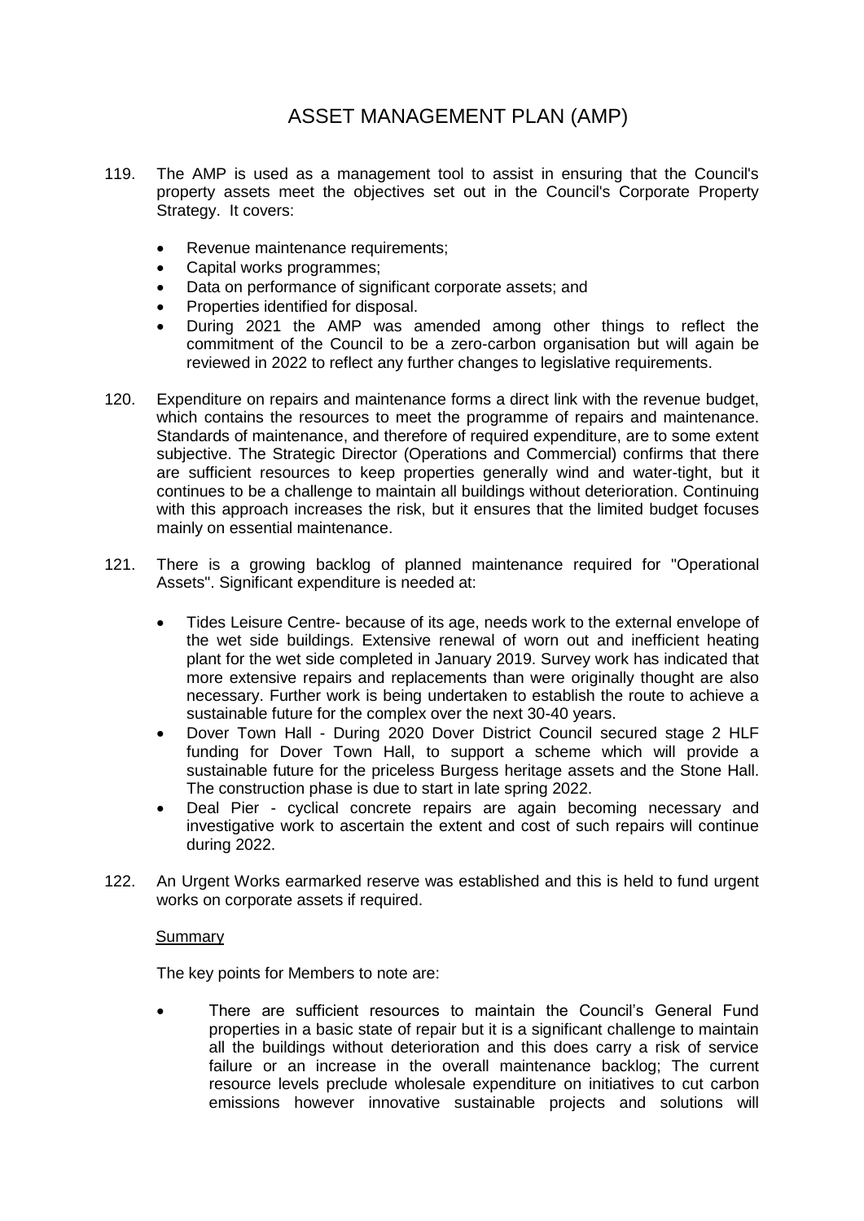# ASSET MANAGEMENT PLAN (AMP)

119. The AMP is used as a management tool to assist in ensuring that the Council's property assets meet the objectives set out in the Council's Corporate Property Strategy. It covers:

    - Revenue maintenance requirements;
    - Capital works programmes;
    - Data on performance of significant corporate assets; and
    - Properties identified for disposal.
    - During 2021 the AMP was amended among other things to reflect the commitment of the Council to be a zero-carbon organisation but will again be reviewed in 2022 to reflect any further changes to legislative requirements.

120. Expenditure on repairs and maintenance forms a direct link with the revenue budget, which contains the resources to meet the programme of repairs and maintenance. Standards of maintenance, and therefore of required expenditure, are to some extent subjective. The Strategic Director (Operations and Commercial) confirms that there are sufficient resources to keep properties generally wind and water-tight, but it continues to be a challenge to maintain all buildings without deterioration. Continuing with this approach increases the risk, but it ensures that the limited budget focuses mainly on essential maintenance.

121. There is a growing backlog of planned maintenance required for "Operational Assets". Significant expenditure is needed at:

    - Tides Leisure Centre- because of its age, needs work to the external envelope of the wet side buildings. Extensive renewal of worn out and inefficient heating plant for the wet side completed in January 2019. Survey work has indicated that more extensive repairs and replacements than were originally thought are also necessary. Further work is being undertaken to establish the route to achieve a sustainable future for the complex over the next 30-40 years.
    - Dover Town Hall - During 2020 Dover District Council secured stage 2 HLF funding for Dover Town Hall, to support a scheme which will provide a sustainable future for the priceless Burgess heritage assets and the Stone Hall. The construction phase is due to start in late spring 2022.
    - Deal Pier - cyclical concrete repairs are again becoming necessary and investigative work to ascertain the extent and cost of such repairs will continue during 2022.

122. An Urgent Works earmarked reserve was established and this is held to fund urgent works on corporate assets if required.

<u>Summary</u>

The key points for Members to note are:

- There are sufficient resources to maintain the Council's General Fund properties in a basic state of repair but it is a significant challenge to maintain all the buildings without deterioration and this does carry a risk of service failure or an increase in the overall maintenance backlog; The current resource levels preclude wholesale expenditure on initiatives to cut carbon emissions however innovative sustainable projects and solutions will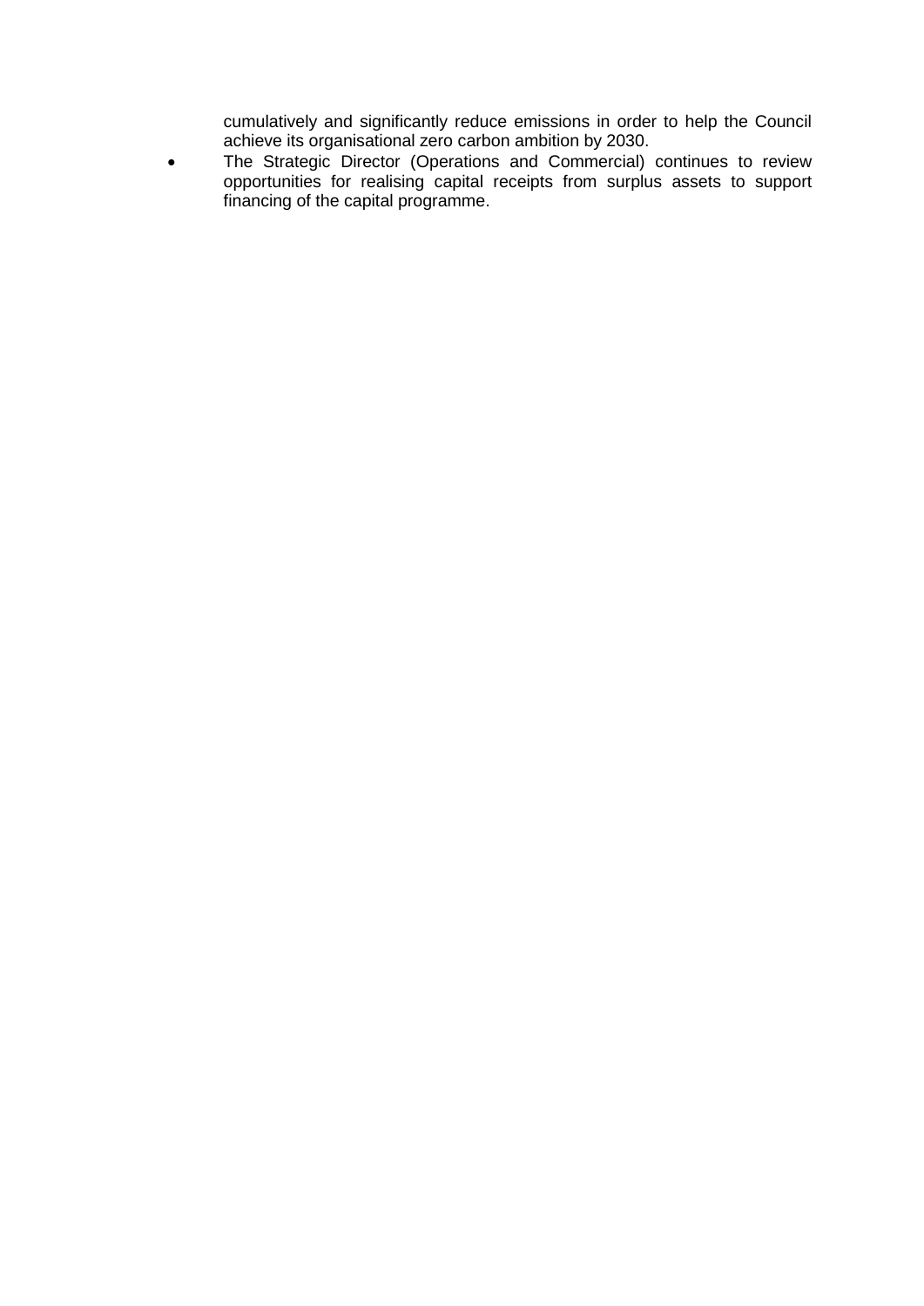cumulatively and significantly reduce emissions in order to help the Council achieve its organisational zero carbon ambition by 2030.

- The Strategic Director (Operations and Commercial) continues to review opportunities for realising capital receipts from surplus assets to support financing of the capital programme.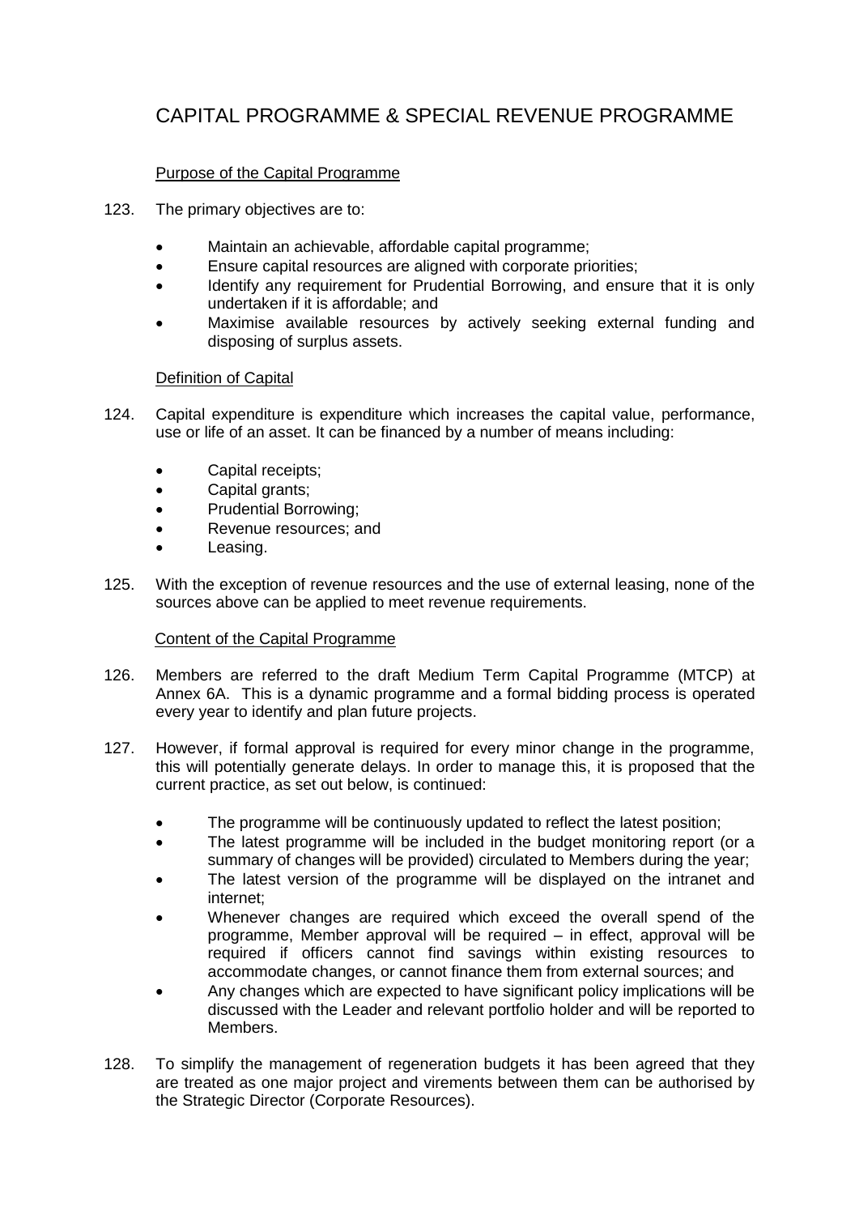# CAPITAL PROGRAMME & SPECIAL REVENUE PROGRAMME

Purpose of the Capital Programme

123. The primary objectives are to:

- Maintain an achievable, affordable capital programme;
- Ensure capital resources are aligned with corporate priorities;
- Identify any requirement for Prudential Borrowing, and ensure that it is only undertaken if it is affordable; and
- Maximise available resources by actively seeking external funding and disposing of surplus assets.

Definition of Capital

124. Capital expenditure is expenditure which increases the capital value, performance, use or life of an asset. It can be financed by a number of means including:

- Capital receipts;
- Capital grants;
- Prudential Borrowing;
- Revenue resources; and
- Leasing.

125. With the exception of revenue resources and the use of external leasing, none of the sources above can be applied to meet revenue requirements.

Content of the Capital Programme

126. Members are referred to the draft Medium Term Capital Programme (MTCP) at Annex 6A. This is a dynamic programme and a formal bidding process is operated every year to identify and plan future projects.

127. However, if formal approval is required for every minor change in the programme, this will potentially generate delays. In order to manage this, it is proposed that the current practice, as set out below, is continued:

- The programme will be continuously updated to reflect the latest position;
- The latest programme will be included in the budget monitoring report (or a summary of changes will be provided) circulated to Members during the year;
- The latest version of the programme will be displayed on the intranet and internet;
- Whenever changes are required which exceed the overall spend of the programme, Member approval will be required – in effect, approval will be required if officers cannot find savings within existing resources to accommodate changes, or cannot finance them from external sources; and
- Any changes which are expected to have significant policy implications will be discussed with the Leader and relevant portfolio holder and will be reported to Members.

128. To simplify the management of regeneration budgets it has been agreed that they are treated as one major project and virements between them can be authorised by the Strategic Director (Corporate Resources).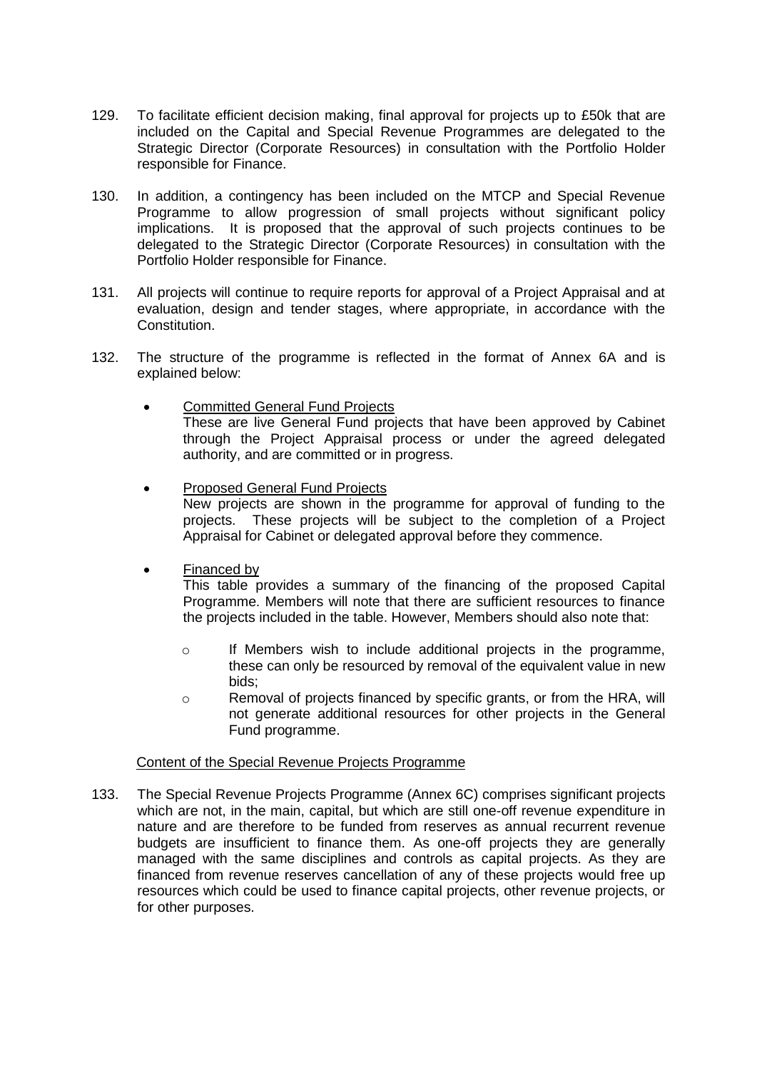129. To facilitate efficient decision making, final approval for projects up to £50k that are included on the Capital and Special Revenue Programmes are delegated to the Strategic Director (Corporate Resources) in consultation with the Portfolio Holder responsible for Finance.

130. In addition, a contingency has been included on the MTCP and Special Revenue Programme to allow progression of small projects without significant policy implications. It is proposed that the approval of such projects continues to be delegated to the Strategic Director (Corporate Resources) in consultation with the Portfolio Holder responsible for Finance.

131. All projects will continue to require reports for approval of a Project Appraisal and at evaluation, design and tender stages, where appropriate, in accordance with the Constitution.

132. The structure of the programme is reflected in the format of Annex 6A and is explained below:

- Committed General Fund Projects
  These are live General Fund projects that have been approved by Cabinet through the Project Appraisal process or under the agreed delegated authority, and are committed or in progress.

- Proposed General Fund Projects
  New projects are shown in the programme for approval of funding to the projects. These projects will be subject to the completion of a Project Appraisal for Cabinet or delegated approval before they commence.

- Financed by
  This table provides a summary of the financing of the proposed Capital Programme. Members will note that there are sufficient resources to finance the projects included in the table. However, Members should also note that:

  - If Members wish to include additional projects in the programme, these can only be resourced by removal of the equivalent value in new bids;
  - Removal of projects financed by specific grants, or from the HRA, will not generate additional resources for other projects in the General Fund programme.

Content of the Special Revenue Projects Programme

133. The Special Revenue Projects Programme (Annex 6C) comprises significant projects which are not, in the main, capital, but which are still one-off revenue expenditure in nature and are therefore to be funded from reserves as annual recurrent revenue budgets are insufficient to finance them. As one-off projects they are generally managed with the same disciplines and controls as capital projects. As they are financed from revenue reserves cancellation of any of these projects would free up resources which could be used to finance capital projects, other revenue projects, or for other purposes.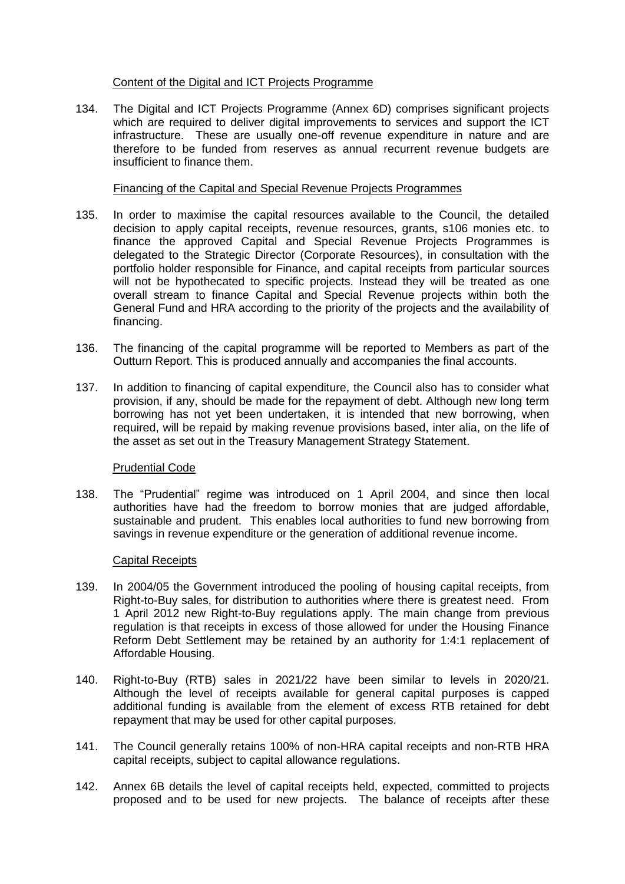### Content of the Digital and ICT Projects Programme

134. The Digital and ICT Projects Programme (Annex 6D) comprises significant projects which are required to deliver digital improvements to services and support the ICT infrastructure. These are usually one-off revenue expenditure in nature and are therefore to be funded from reserves as annual recurrent revenue budgets are insufficient to finance them.

### Financing of the Capital and Special Revenue Projects Programmes

135. In order to maximise the capital resources available to the Council, the detailed decision to apply capital receipts, revenue resources, grants, s106 monies etc. to finance the approved Capital and Special Revenue Projects Programmes is delegated to the Strategic Director (Corporate Resources), in consultation with the portfolio holder responsible for Finance, and capital receipts from particular sources will not be hypothecated to specific projects. Instead they will be treated as one overall stream to finance Capital and Special Revenue projects within both the General Fund and HRA according to the priority of the projects and the availability of financing.

136. The financing of the capital programme will be reported to Members as part of the Outturn Report. This is produced annually and accompanies the final accounts.

137. In addition to financing of capital expenditure, the Council also has to consider what provision, if any, should be made for the repayment of debt. Although new long term borrowing has not yet been undertaken, it is intended that new borrowing, when required, will be repaid by making revenue provisions based, inter alia, on the life of the asset as set out in the Treasury Management Strategy Statement.

### Prudential Code

138. The "Prudential" regime was introduced on 1 April 2004, and since then local authorities have had the freedom to borrow monies that are judged affordable, sustainable and prudent. This enables local authorities to fund new borrowing from savings in revenue expenditure or the generation of additional revenue income.

### Capital Receipts

139. In 2004/05 the Government introduced the pooling of housing capital receipts, from Right-to-Buy sales, for distribution to authorities where there is greatest need. From 1 April 2012 new Right-to-Buy regulations apply. The main change from previous regulation is that receipts in excess of those allowed for under the Housing Finance Reform Debt Settlement may be retained by an authority for 1:4:1 replacement of Affordable Housing.

140. Right-to-Buy (RTB) sales in 2021/22 have been similar to levels in 2020/21. Although the level of receipts available for general capital purposes is capped additional funding is available from the element of excess RTB retained for debt repayment that may be used for other capital purposes.

141. The Council generally retains 100% of non-HRA capital receipts and non-RTB HRA capital receipts, subject to capital allowance regulations.

142. Annex 6B details the level of capital receipts held, expected, committed to projects proposed and to be used for new projects. The balance of receipts after these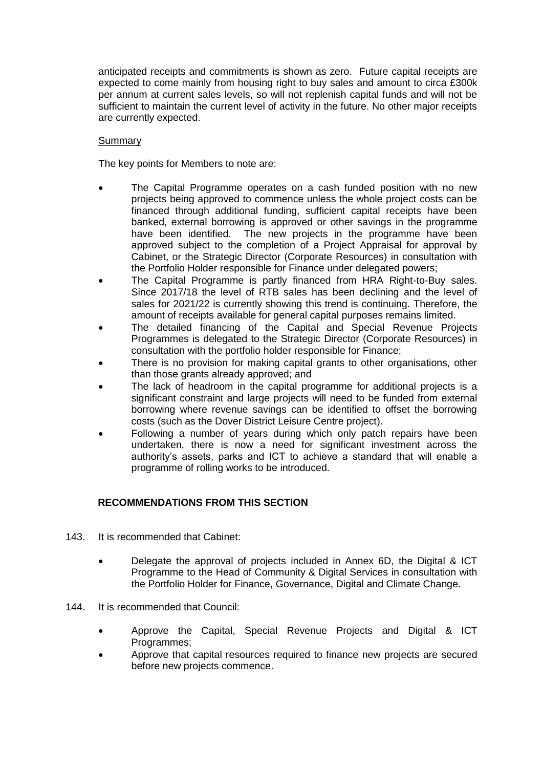anticipated receipts and commitments is shown as zero. Future capital receipts are expected to come mainly from housing right to buy sales and amount to circa £300k per annum at current sales levels, so will not replenish capital funds and will not be sufficient to maintain the current level of activity in the future. No other major receipts are currently expected.

Summary

The key points for Members to note are:

- The Capital Programme operates on a cash funded position with no new projects being approved to commence unless the whole project costs can be financed through additional funding, sufficient capital receipts have been banked, external borrowing is approved or other savings in the programme have been identified. The new projects in the programme have been approved subject to the completion of a Project Appraisal for approval by Cabinet, or the Strategic Director (Corporate Resources) in consultation with the Portfolio Holder responsible for Finance under delegated powers;
- The Capital Programme is partly financed from HRA Right-to-Buy sales. Since 2017/18 the level of RTB sales has been declining and the level of sales for 2021/22 is currently showing this trend is continuing. Therefore, the amount of receipts available for general capital purposes remains limited.
- The detailed financing of the Capital and Special Revenue Projects Programmes is delegated to the Strategic Director (Corporate Resources) in consultation with the portfolio holder responsible for Finance;
- There is no provision for making capital grants to other organisations, other than those grants already approved; and
- The lack of headroom in the capital programme for additional projects is a significant constraint and large projects will need to be funded from external borrowing where revenue savings can be identified to offset the borrowing costs (such as the Dover District Leisure Centre project).
- Following a number of years during which only patch repairs have been undertaken, there is now a need for significant investment across the authority's assets, parks and ICT to achieve a standard that will enable a programme of rolling works to be introduced.

**RECOMMENDATIONS FROM THIS SECTION**

143. It is recommended that Cabinet:

- Delegate the approval of projects included in Annex 6D, the Digital & ICT Programme to the Head of Community & Digital Services in consultation with the Portfolio Holder for Finance, Governance, Digital and Climate Change.

144. It is recommended that Council:

- Approve the Capital, Special Revenue Projects and Digital & ICT Programmes;
- Approve that capital resources required to finance new projects are secured before new projects commence.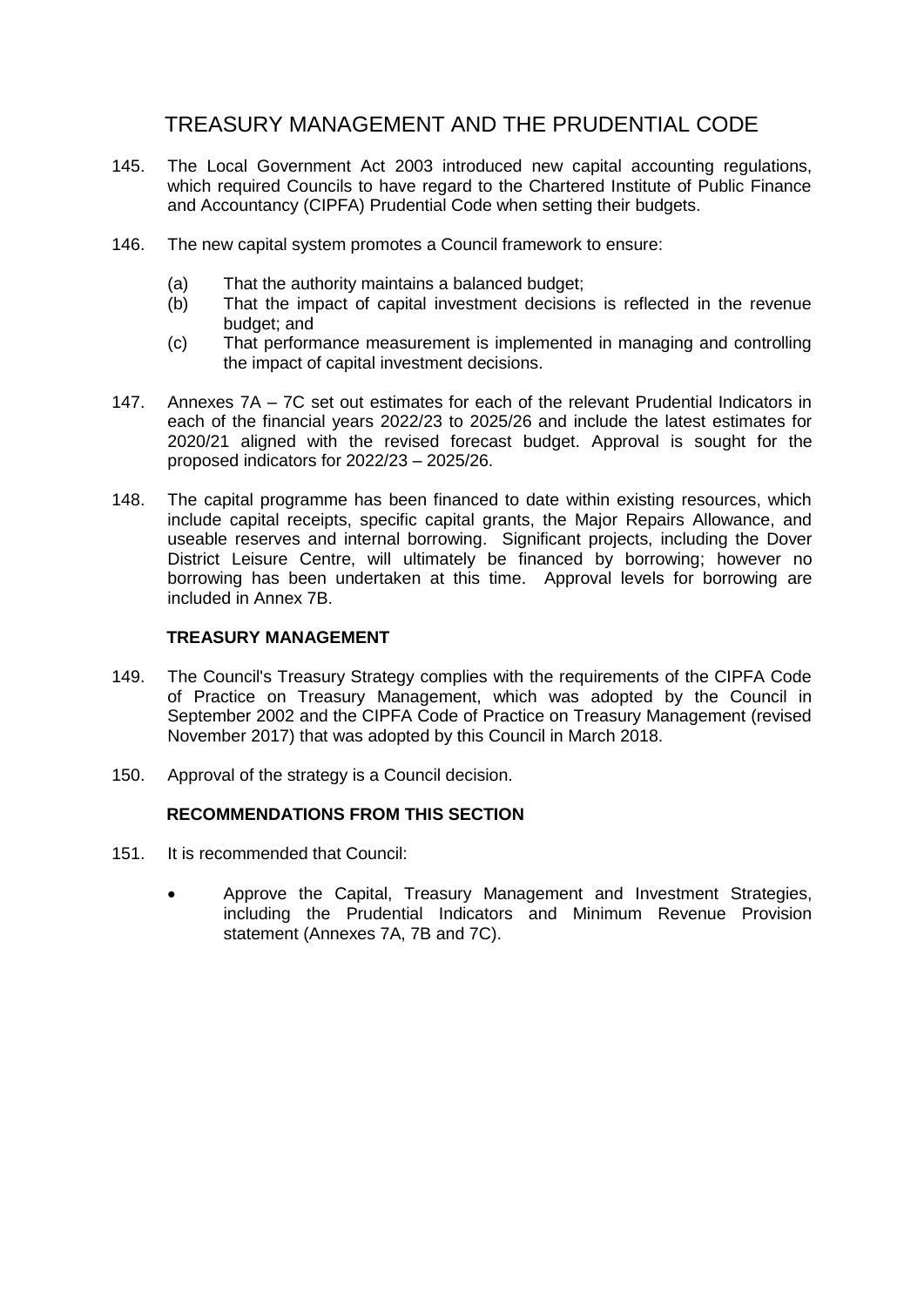# TREASURY MANAGEMENT AND THE PRUDENTIAL CODE

145. The Local Government Act 2003 introduced new capital accounting regulations, which required Councils to have regard to the Chartered Institute of Public Finance and Accountancy (CIPFA) Prudential Code when setting their budgets.

146. The new capital system promotes a Council framework to ensure:

    (a) That the authority maintains a balanced budget;
    (b) That the impact of capital investment decisions is reflected in the revenue budget; and
    (c) That performance measurement is implemented in managing and controlling the impact of capital investment decisions.

147. Annexes 7A – 7C set out estimates for each of the relevant Prudential Indicators in each of the financial years 2022/23 to 2025/26 and include the latest estimates for 2020/21 aligned with the revised forecast budget. Approval is sought for the proposed indicators for 2022/23 – 2025/26.

148. The capital programme has been financed to date within existing resources, which include capital receipts, specific capital grants, the Major Repairs Allowance, and useable reserves and internal borrowing. Significant projects, including the Dover District Leisure Centre, will ultimately be financed by borrowing; however no borrowing has been undertaken at this time. Approval levels for borrowing are included in Annex 7B.

## TREASURY MANAGEMENT

149. The Council's Treasury Strategy complies with the requirements of the CIPFA Code of Practice on Treasury Management, which was adopted by the Council in September 2002 and the CIPFA Code of Practice on Treasury Management (revised November 2017) that was adopted by this Council in March 2018.

150. Approval of the strategy is a Council decision.

## RECOMMENDATIONS FROM THIS SECTION

151. It is recommended that Council:

- Approve the Capital, Treasury Management and Investment Strategies, including the Prudential Indicators and Minimum Revenue Provision statement (Annexes 7A, 7B and 7C).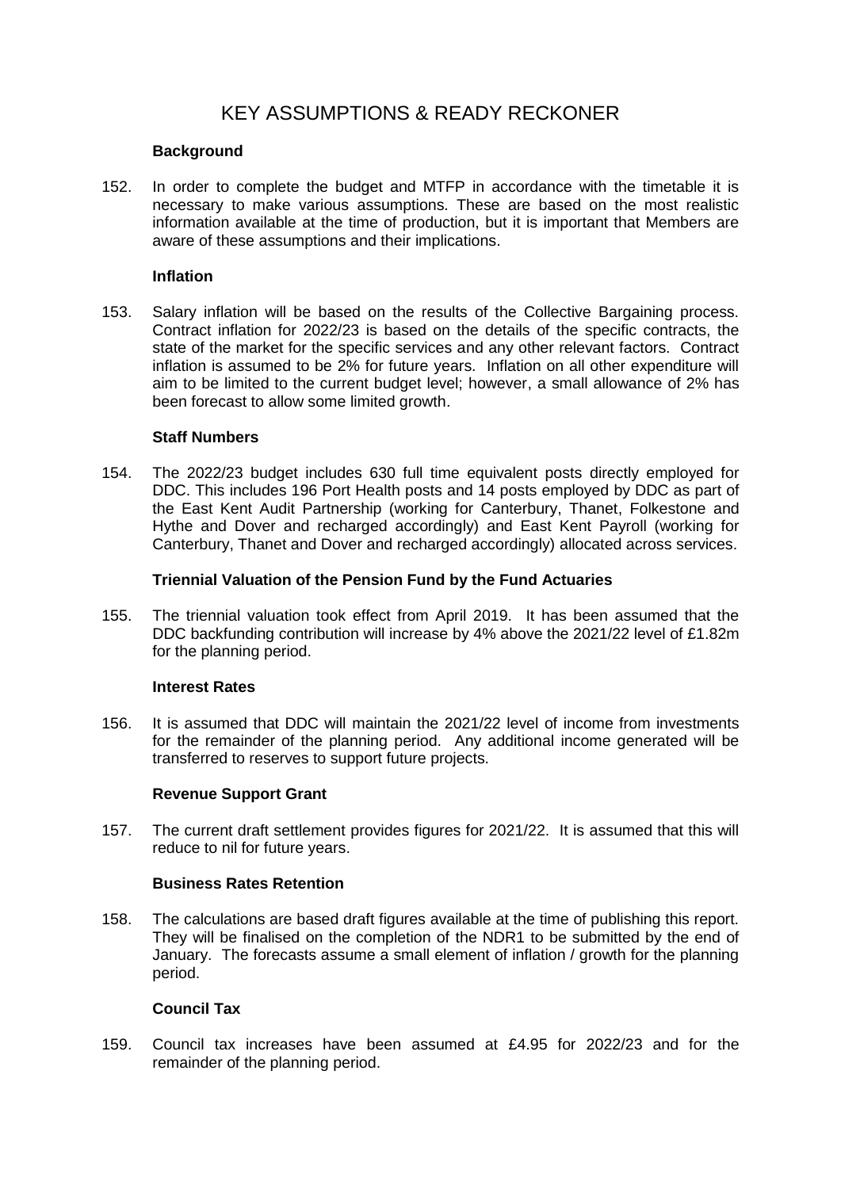# KEY ASSUMPTIONS & READY RECKONER

### Background

152. In order to complete the budget and MTFP in accordance with the timetable it is necessary to make various assumptions. These are based on the most realistic information available at the time of production, but it is important that Members are aware of these assumptions and their implications.

### Inflation

153. Salary inflation will be based on the results of the Collective Bargaining process. Contract inflation for 2022/23 is based on the details of the specific contracts, the state of the market for the specific services and any other relevant factors. Contract inflation is assumed to be 2% for future years. Inflation on all other expenditure will aim to be limited to the current budget level; however, a small allowance of 2% has been forecast to allow some limited growth.

### Staff Numbers

154. The 2022/23 budget includes 630 full time equivalent posts directly employed for DDC. This includes 196 Port Health posts and 14 posts employed by DDC as part of the East Kent Audit Partnership (working for Canterbury, Thanet, Folkestone and Hythe and Dover and recharged accordingly) and East Kent Payroll (working for Canterbury, Thanet and Dover and recharged accordingly) allocated across services.

### Triennial Valuation of the Pension Fund by the Fund Actuaries

155. The triennial valuation took effect from April 2019. It has been assumed that the DDC backfunding contribution will increase by 4% above the 2021/22 level of £1.82m for the planning period.

### Interest Rates

156. It is assumed that DDC will maintain the 2021/22 level of income from investments for the remainder of the planning period. Any additional income generated will be transferred to reserves to support future projects.

### Revenue Support Grant

157. The current draft settlement provides figures for 2021/22. It is assumed that this will reduce to nil for future years.

### Business Rates Retention

158. The calculations are based draft figures available at the time of publishing this report. They will be finalised on the completion of the NDR1 to be submitted by the end of January. The forecasts assume a small element of inflation / growth for the planning period.

### Council Tax

159. Council tax increases have been assumed at £4.95 for 2022/23 and for the remainder of the planning period.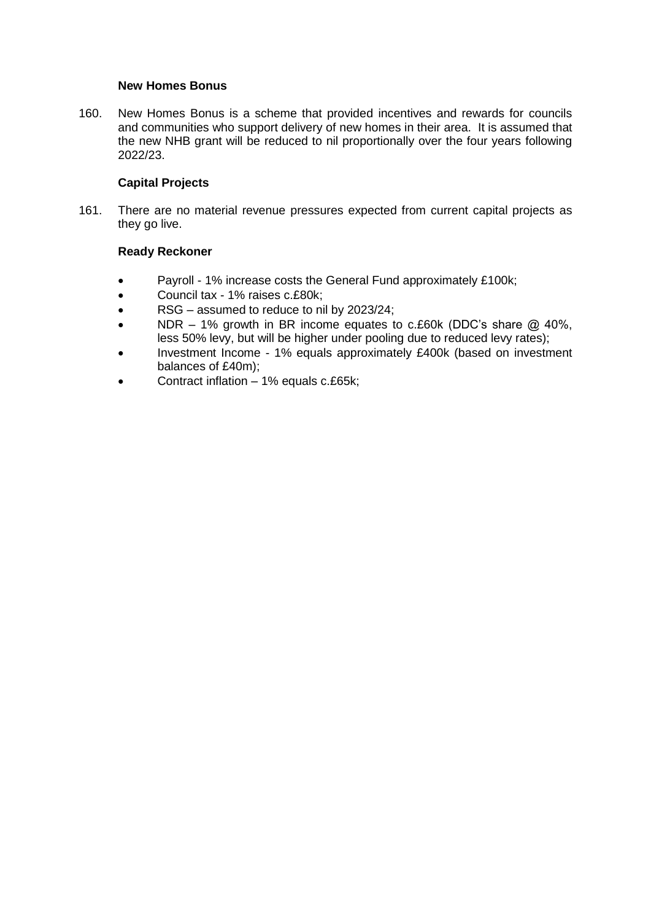**New Homes Bonus**

160. New Homes Bonus is a scheme that provided incentives and rewards for councils and communities who support delivery of new homes in their area. It is assumed that the new NHB grant will be reduced to nil proportionally over the four years following 2022/23.

**Capital Projects**

161. There are no material revenue pressures expected from current capital projects as they go live.

**Ready Reckoner**

- Payroll - 1% increase costs the General Fund approximately £100k;
- Council tax - 1% raises c.£80k;
- RSG – assumed to reduce to nil by 2023/24;
- NDR – 1% growth in BR income equates to c.£60k (DDC's share @ 40%, less 50% levy, but will be higher under pooling due to reduced levy rates);
- Investment Income - 1% equals approximately £400k (based on investment balances of £40m);
- Contract inflation – 1% equals c.£65k;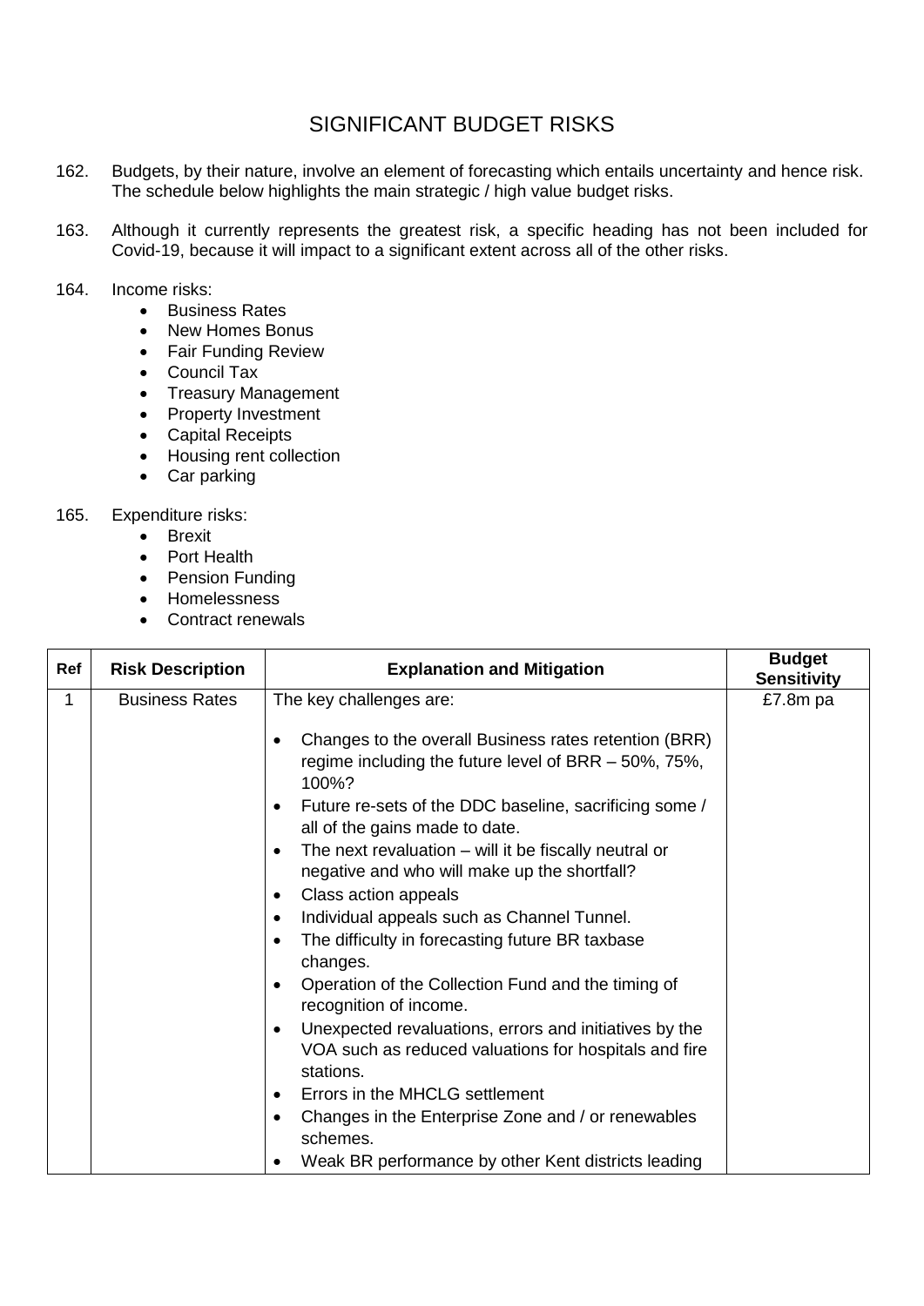# SIGNIFICANT BUDGET RISKS

162. Budgets, by their nature, involve an element of forecasting which entails uncertainty and hence risk. The schedule below highlights the main strategic / high value budget risks.

163. Although it currently represents the greatest risk, a specific heading has not been included for Covid-19, because it will impact to a significant extent across all of the other risks.

164. Income risks:
    - Business Rates
    - New Homes Bonus
    - Fair Funding Review
    - Council Tax
    - Treasury Management
    - Property Investment
    - Capital Receipts
    - Housing rent collection
    - Car parking

165. Expenditure risks:
    - Brexit
    - Port Health
    - Pension Funding
    - Homelessness
    - Contract renewals

| Ref | Risk Description | Explanation and Mitigation | Budget Sensitivity |
|---|---|---|---|
| 1 | Business Rates | The key challenges are:<br><br>• Changes to the overall Business rates retention (BRR) regime including the future level of BRR – 50%, 75%, 100%?<br>• Future re-sets of the DDC baseline, sacrificing some / all of the gains made to date.<br>• The next revaluation – will it be fiscally neutral or negative and who will make up the shortfall?<br>• Class action appeals<br>• Individual appeals such as Channel Tunnel.<br>• The difficulty in forecasting future BR taxbase changes.<br>• Operation of the Collection Fund and the timing of recognition of income.<br>• Unexpected revaluations, errors and initiatives by the VOA such as reduced valuations for hospitals and fire stations.<br>• Errors in the MHCLG settlement<br>• Changes in the Enterprise Zone and / or renewables schemes.<br>• Weak BR performance by other Kent districts leading | £7.8m pa |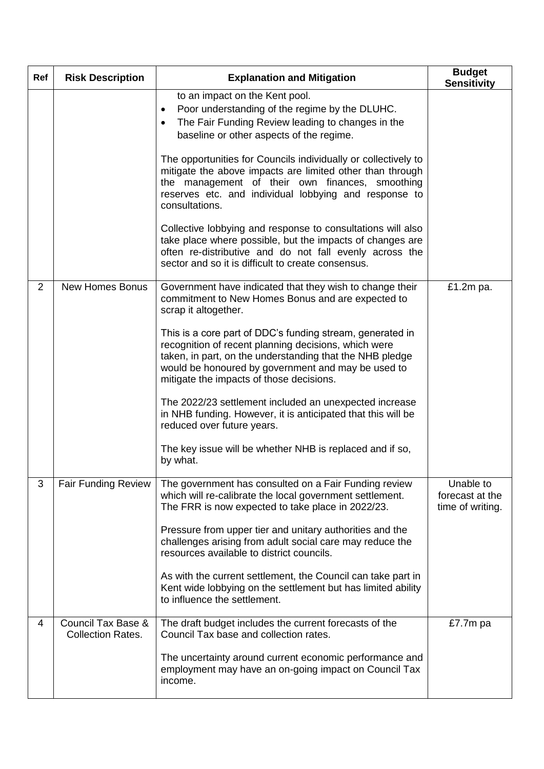| Ref | Risk Description | Explanation and Mitigation | Budget Sensitivity |
|---|---|---|---|
| | | to an impact on the Kent pool.<br>• Poor understanding of the regime by the DLUHC.<br>• The Fair Funding Review leading to changes in the baseline or other aspects of the regime.<br><br>The opportunities for Councils individually or collectively to mitigate the above impacts are limited other than through the management of their own finances, smoothing reserves etc. and individual lobbying and response to consultations.<br><br>Collective lobbying and response to consultations will also take place where possible, but the impacts of changes are often re-distributive and do not fall evenly across the sector and so it is difficult to create consensus. | |
| 2 | New Homes Bonus | Government have indicated that they wish to change their commitment to New Homes Bonus and are expected to scrap it altogether.<br><br>This is a core part of DDC's funding stream, generated in recognition of recent planning decisions, which were taken, in part, on the understanding that the NHB pledge would be honoured by government and may be used to mitigate the impacts of those decisions.<br><br>The 2022/23 settlement included an unexpected increase in NHB funding. However, it is anticipated that this will be reduced over future years.<br><br>The key issue will be whether NHB is replaced and if so, by what. | £1.2m pa. |
| 3 | Fair Funding Review | The government has consulted on a Fair Funding review which will re-calibrate the local government settlement. The FRR is now expected to take place in 2022/23.<br><br>Pressure from upper tier and unitary authorities and the challenges arising from adult social care may reduce the resources available to district councils.<br><br>As with the current settlement, the Council can take part in Kent wide lobbying on the settlement but has limited ability to influence the settlement. | Unable to forecast at the time of writing. |
| 4 | Council Tax Base & Collection Rates. | The draft budget includes the current forecasts of the Council Tax base and collection rates.<br><br>The uncertainty around current economic performance and employment may have an on-going impact on Council Tax income. | £7.7m pa |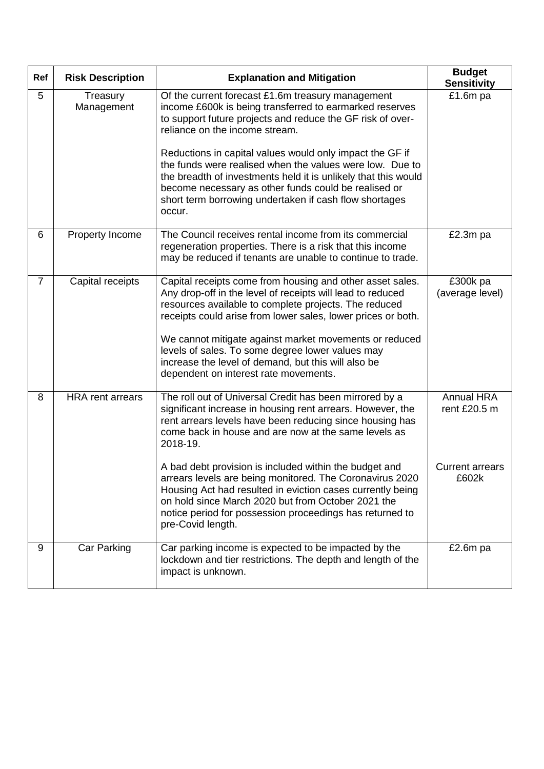| Ref | Risk Description | Explanation and Mitigation | Budget Sensitivity |
|---|---|---|---|
| 5 | Treasury Management | Of the current forecast £1.6m treasury management income £600k is being transferred to earmarked reserves to support future projects and reduce the GF risk of over-reliance on the income stream.<br><br>Reductions in capital values would only impact the GF if the funds were realised when the values were low. Due to the breadth of investments held it is unlikely that this would become necessary as other funds could be realised or short term borrowing undertaken if cash flow shortages occur. | £1.6m pa |
| 6 | Property Income | The Council receives rental income from its commercial regeneration properties. There is a risk that this income may be reduced if tenants are unable to continue to trade. | £2.3m pa |
| 7 | Capital receipts | Capital receipts come from housing and other asset sales. Any drop-off in the level of receipts will lead to reduced resources available to complete projects. The reduced receipts could arise from lower sales, lower prices or both.<br><br>We cannot mitigate against market movements or reduced levels of sales. To some degree lower values may increase the level of demand, but this will also be dependent on interest rate movements. | £300k pa (average level) |
| 8 | HRA rent arrears | The roll out of Universal Credit has been mirrored by a significant increase in housing rent arrears. However, the rent arrears levels have been reducing since housing has come back in house and are now at the same levels as 2018-19.<br><br>A bad debt provision is included within the budget and arrears levels are being monitored. The Coronavirus 2020 Housing Act had resulted in eviction cases currently being on hold since March 2020 but from October 2021 the notice period for possession proceedings has returned to pre-Covid length. | Annual HRA rent £20.5 m<br><br>Current arrears £602k |
| 9 | Car Parking | Car parking income is expected to be impacted by the lockdown and tier restrictions. The depth and length of the impact is unknown. | £2.6m pa |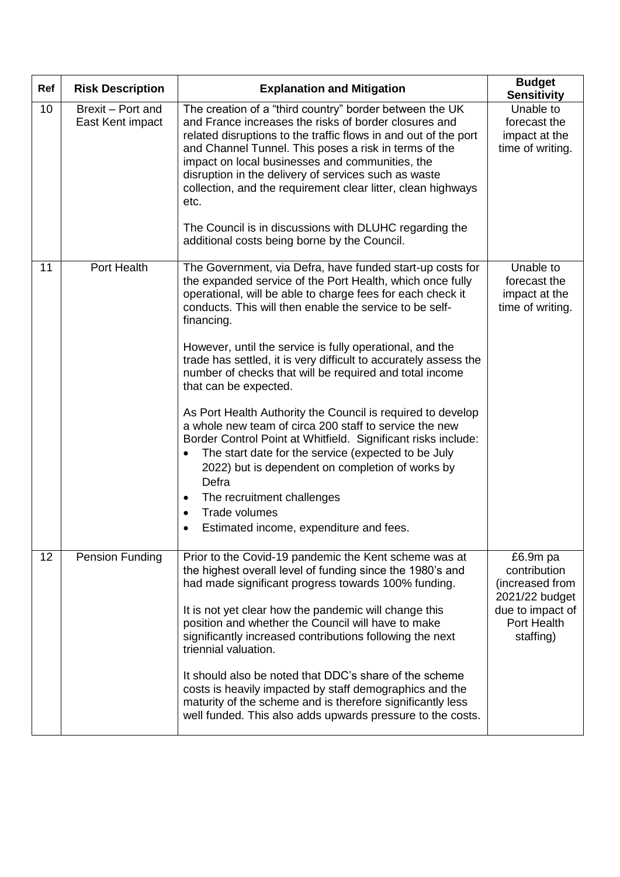| Ref | Risk Description | Explanation and Mitigation | Budget Sensitivity |
|---|---|---|---|
| 10 | Brexit – Port and East Kent impact | The creation of a "third country" border between the UK and France increases the risks of border closures and related disruptions to the traffic flows in and out of the port and Channel Tunnel. This poses a risk in terms of the impact on local businesses and communities, the disruption in the delivery of services such as waste collection, and the requirement clear litter, clean highways etc.<br><br>The Council is in discussions with DLUHC regarding the additional costs being borne by the Council. | Unable to forecast the impact at the time of writing. |
| 11 | Port Health | The Government, via Defra, have funded start-up costs for the expanded service of the Port Health, which once fully operational, will be able to charge fees for each check it conducts. This will then enable the service to be self-financing.<br><br>However, until the service is fully operational, and the trade has settled, it is very difficult to accurately assess the number of checks that will be required and total income that can be expected.<br><br>As Port Health Authority the Council is required to develop a whole new team of circa 200 staff to service the new Border Control Point at Whitfield. Significant risks include:<br>• The start date for the service (expected to be July 2022) but is dependent on completion of works by Defra<br>• The recruitment challenges<br>• Trade volumes<br>• Estimated income, expenditure and fees. | Unable to forecast the impact at the time of writing. |
| 12 | Pension Funding | Prior to the Covid-19 pandemic the Kent scheme was at the highest overall level of funding since the 1980's and had made significant progress towards 100% funding.<br><br>It is not yet clear how the pandemic will change this position and whether the Council will have to make significantly increased contributions following the next triennial valuation.<br><br>It should also be noted that DDC's share of the scheme costs is heavily impacted by staff demographics and the maturity of the scheme and is therefore significantly less well funded. This also adds upwards pressure to the costs. | £6.9m pa contribution (increased from 2021/22 budget due to impact of Port Health staffing) |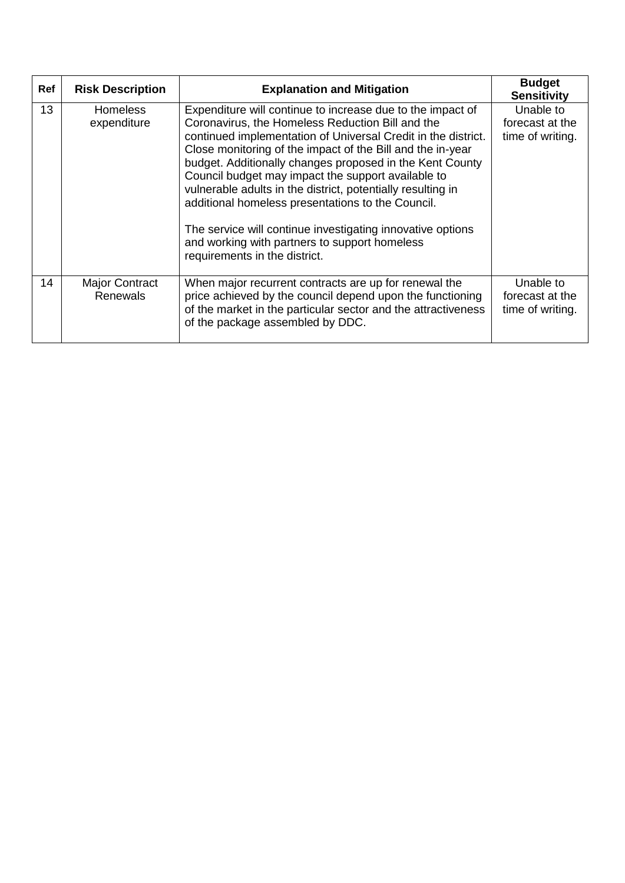| Ref | Risk Description | Explanation and Mitigation | Budget Sensitivity |
|---|---|---|---|
| 13 | Homeless expenditure | Expenditure will continue to increase due to the impact of Coronavirus, the Homeless Reduction Bill and the continued implementation of Universal Credit in the district. Close monitoring of the impact of the Bill and the in-year budget. Additionally changes proposed in the Kent County Council budget may impact the support available to vulnerable adults in the district, potentially resulting in additional homeless presentations to the Council.<br><br>The service will continue investigating innovative options and working with partners to support homeless requirements in the district. | Unable to forecast at the time of writing. |
| 14 | Major Contract Renewals | When major recurrent contracts are up for renewal the price achieved by the council depend upon the functioning of the market in the particular sector and the attractiveness of the package assembled by DDC. | Unable to forecast at the time of writing. |